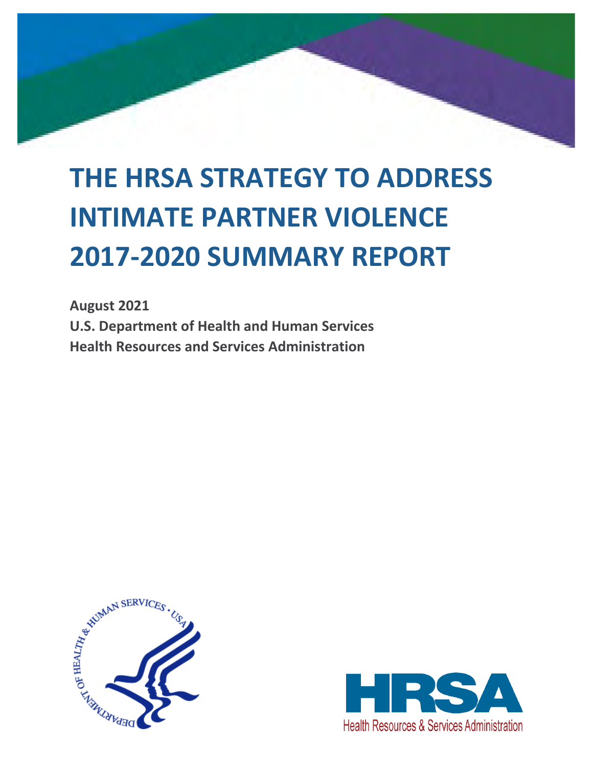# THE HRSA STRATEGY TO ADDRESS INTIMATE PARTNER VIOLENCE 2017-2020 SUMMARY REPORT

**August 2021**
**U.S. Department of Health and Human Services**
**Health Resources and Services Administration**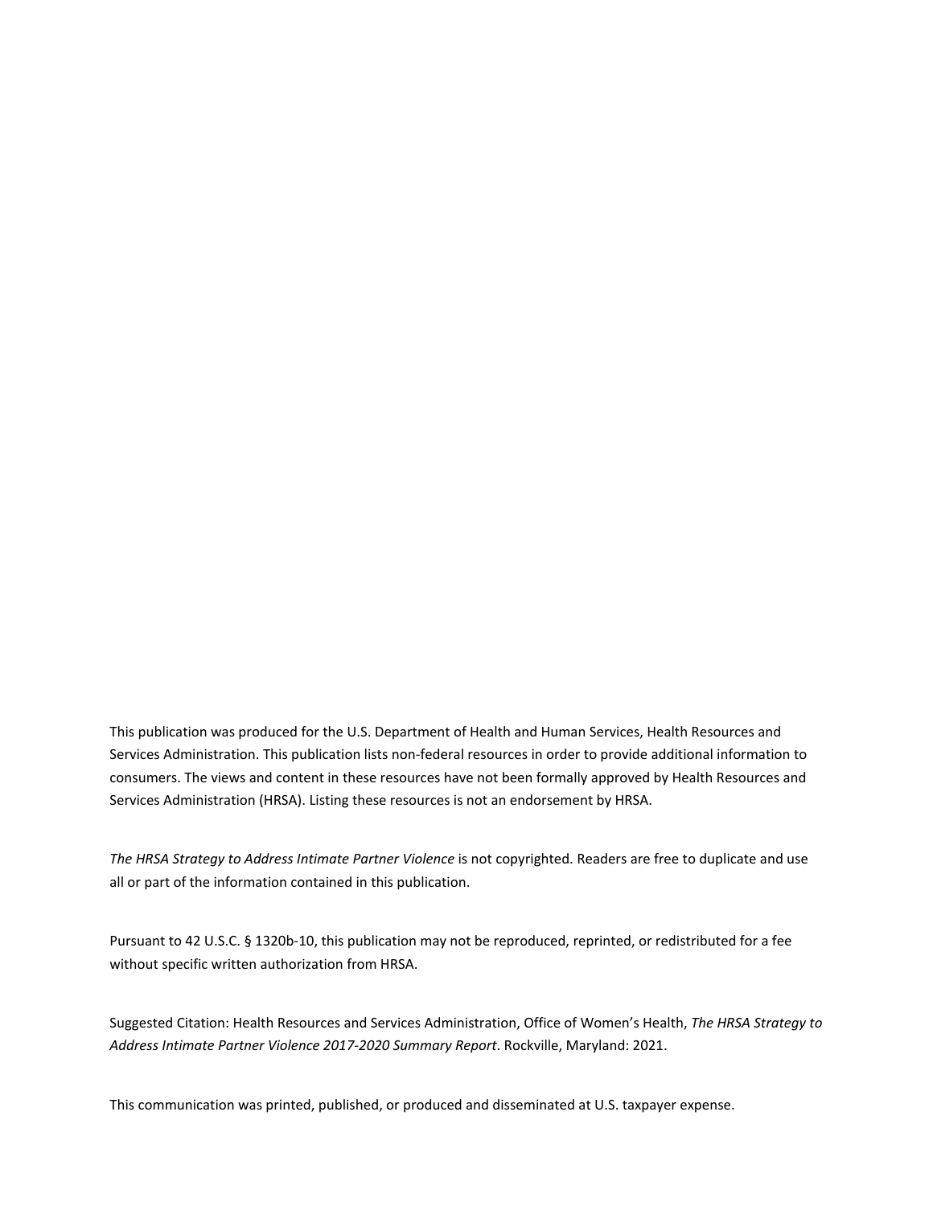This publication was produced for the U.S. Department of Health and Human Services, Health Resources and Services Administration. This publication lists non-federal resources in order to provide additional information to consumers. The views and content in these resources have not been formally approved by Health Resources and Services Administration (HRSA). Listing these resources is not an endorsement by HRSA.

*The HRSA Strategy to Address Intimate Partner Violence* is not copyrighted. Readers are free to duplicate and use all or part of the information contained in this publication.

Pursuant to 42 U.S.C. § 1320b-10, this publication may not be reproduced, reprinted, or redistributed for a fee without specific written authorization from HRSA.

Suggested Citation: Health Resources and Services Administration, Office of Women's Health, *The HRSA Strategy to Address Intimate Partner Violence 2017-2020 Summary Report*. Rockville, Maryland: 2021.

This communication was printed, published, or produced and disseminated at U.S. taxpayer expense.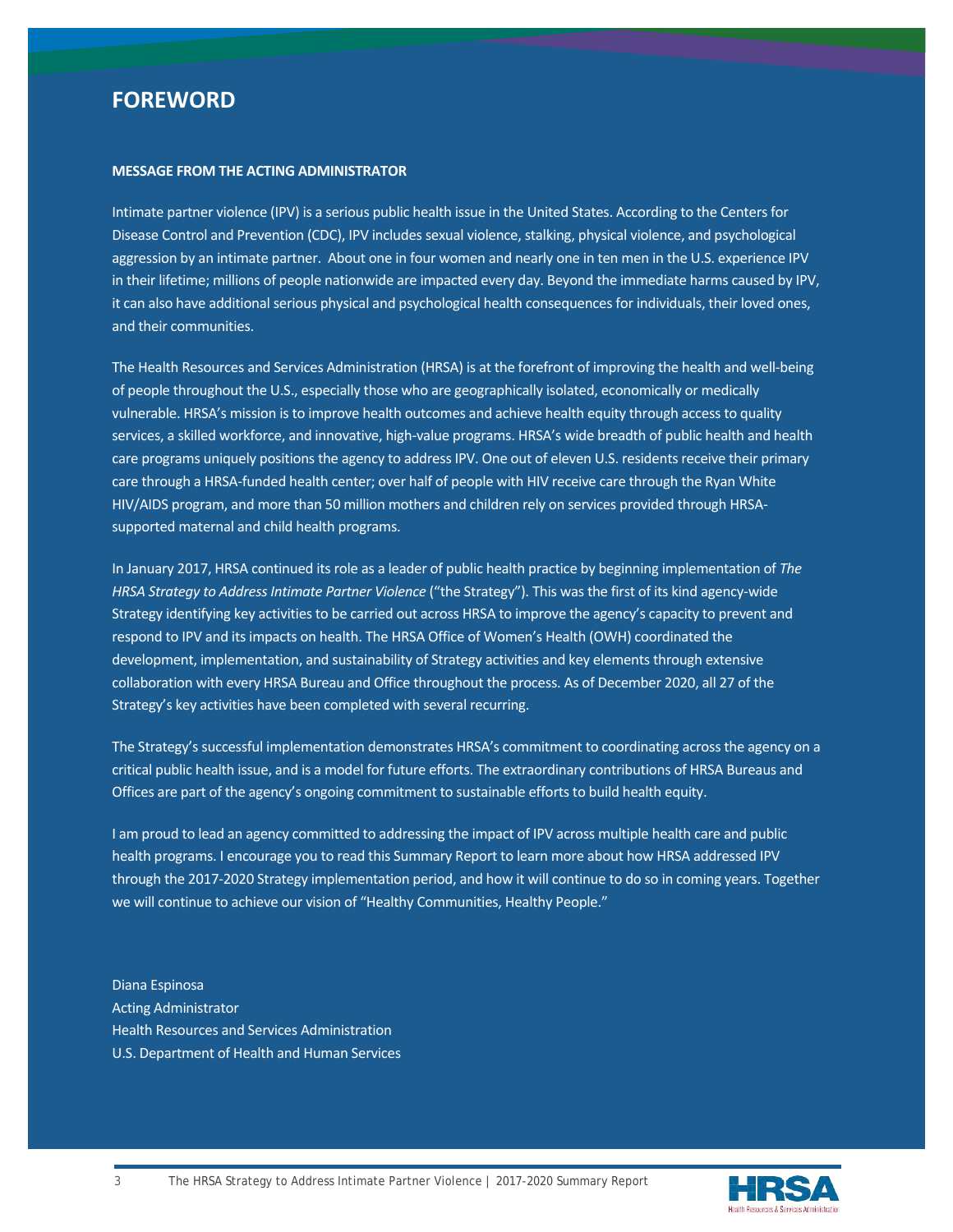# FOREWORD

**MESSAGE FROM THE ACTING ADMINISTRATOR**

Intimate partner violence (IPV) is a serious public health issue in the United States. According to the Centers for Disease Control and Prevention (CDC), IPV includes sexual violence, stalking, physical violence, and psychological aggression by an intimate partner. About one in four women and nearly one in ten men in the U.S. experience IPV in their lifetime; millions of people nationwide are impacted every day. Beyond the immediate harms caused by IPV, it can also have additional serious physical and psychological health consequences for individuals, their loved ones, and their communities.

The Health Resources and Services Administration (HRSA) is at the forefront of improving the health and well-being of people throughout the U.S., especially those who are geographically isolated, economically or medically vulnerable. HRSA's mission is to improve health outcomes and achieve health equity through access to quality services, a skilled workforce, and innovative, high-value programs. HRSA's wide breadth of public health and health care programs uniquely positions the agency to address IPV. One out of eleven U.S. residents receive their primary care through a HRSA-funded health center; over half of people with HIV receive care through the Ryan White HIV/AIDS program, and more than 50 million mothers and children rely on services provided through HRSA-supported maternal and child health programs.

In January 2017, HRSA continued its role as a leader of public health practice by beginning implementation of *The HRSA Strategy to Address Intimate Partner Violence* ("the Strategy"). This was the first of its kind agency-wide Strategy identifying key activities to be carried out across HRSA to improve the agency's capacity to prevent and respond to IPV and its impacts on health. The HRSA Office of Women's Health (OWH) coordinated the development, implementation, and sustainability of Strategy activities and key elements through extensive collaboration with every HRSA Bureau and Office throughout the process. As of December 2020, all 27 of the Strategy's key activities have been completed with several recurring.

The Strategy's successful implementation demonstrates HRSA's commitment to coordinating across the agency on a critical public health issue, and is a model for future efforts. The extraordinary contributions of HRSA Bureaus and Offices are part of the agency's ongoing commitment to sustainable efforts to build health equity.

I am proud to lead an agency committed to addressing the impact of IPV across multiple health care and public health programs. I encourage you to read this Summary Report to learn more about how HRSA addressed IPV through the 2017-2020 Strategy implementation period, and how it will continue to do so in coming years. Together we will continue to achieve our vision of "Healthy Communities, Healthy People."

Diana Espinosa
Acting Administrator
Health Resources and Services Administration
U.S. Department of Health and Human Services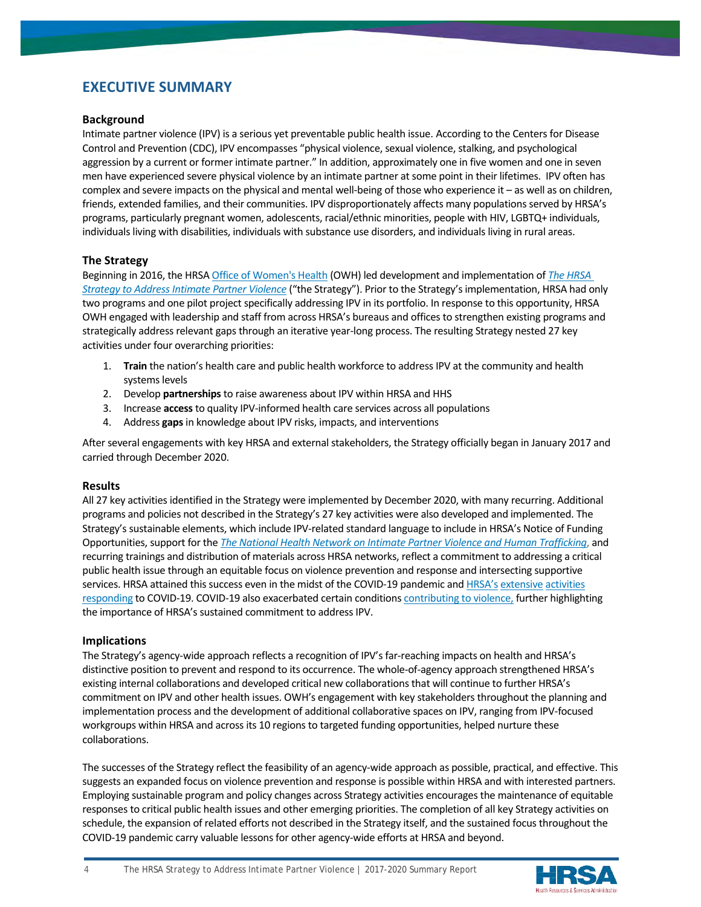# EXECUTIVE SUMMARY

## Background

Intimate partner violence (IPV) is a serious yet preventable public health issue. According to the Centers for Disease Control and Prevention (CDC), IPV encompasses "physical violence, sexual violence, stalking, and psychological aggression by a current or former intimate partner." In addition, approximately one in five women and one in seven men have experienced severe physical violence by an intimate partner at some point in their lifetimes. IPV often has complex and severe impacts on the physical and mental well-being of those who experience it – as well as on children, friends, extended families, and their communities. IPV disproportionately affects many populations served by HRSA's programs, particularly pregnant women, adolescents, racial/ethnic minorities, people with HIV, LGBTQ+ individuals, individuals living with disabilities, individuals with substance use disorders, and individuals living in rural areas.

## The Strategy

Beginning in 2016, the HRSA Office of Women's Health (OWH) led development and implementation of *The HRSA Strategy to Address Intimate Partner Violence* ("the Strategy"). Prior to the Strategy's implementation, HRSA had only two programs and one pilot project specifically addressing IPV in its portfolio. In response to this opportunity, HRSA OWH engaged with leadership and staff from across HRSA's bureaus and offices to strengthen existing programs and strategically address relevant gaps through an iterative year-long process. The resulting Strategy nested 27 key activities under four overarching priorities:

1. **Train** the nation's health care and public health workforce to address IPV at the community and health systems levels
2. Develop **partnerships** to raise awareness about IPV within HRSA and HHS
3. Increase **access** to quality IPV-informed health care services across all populations
4. Address **gaps** in knowledge about IPV risks, impacts, and interventions

After several engagements with key HRSA and external stakeholders, the Strategy officially began in January 2017 and carried through December 2020.

## Results

All 27 key activities identified in the Strategy were implemented by December 2020, with many recurring. Additional programs and policies not described in the Strategy's 27 key activities were also developed and implemented. The Strategy's sustainable elements, which include IPV-related standard language to include in HRSA's Notice of Funding Opportunities, support for the *The National Health Network on Intimate Partner Violence and Human Trafficking*, and recurring trainings and distribution of materials across HRSA networks, reflect a commitment to addressing a critical public health issue through an equitable focus on violence prevention and response and intersecting supportive services. HRSA attained this success even in the midst of the COVID-19 pandemic and HRSA's extensive activities responding to COVID-19. COVID-19 also exacerbated certain conditions contributing to violence, further highlighting the importance of HRSA's sustained commitment to address IPV.

## Implications

The Strategy's agency-wide approach reflects a recognition of IPV's far-reaching impacts on health and HRSA's distinctive position to prevent and respond to its occurrence. The whole-of-agency approach strengthened HRSA's existing internal collaborations and developed critical new collaborations that will continue to further HRSA's commitment on IPV and other health issues. OWH's engagement with key stakeholders throughout the planning and implementation process and the development of additional collaborative spaces on IPV, ranging from IPV-focused workgroups within HRSA and across its 10 regions to targeted funding opportunities, helped nurture these collaborations.

The successes of the Strategy reflect the feasibility of an agency-wide approach as possible, practical, and effective. This suggests an expanded focus on violence prevention and response is possible within HRSA and with interested partners. Employing sustainable program and policy changes across Strategy activities encourages the maintenance of equitable responses to critical public health issues and other emerging priorities. The completion of all key Strategy activities on schedule, the expansion of related efforts not described in the Strategy itself, and the sustained focus throughout the COVID-19 pandemic carry valuable lessons for other agency-wide efforts at HRSA and beyond.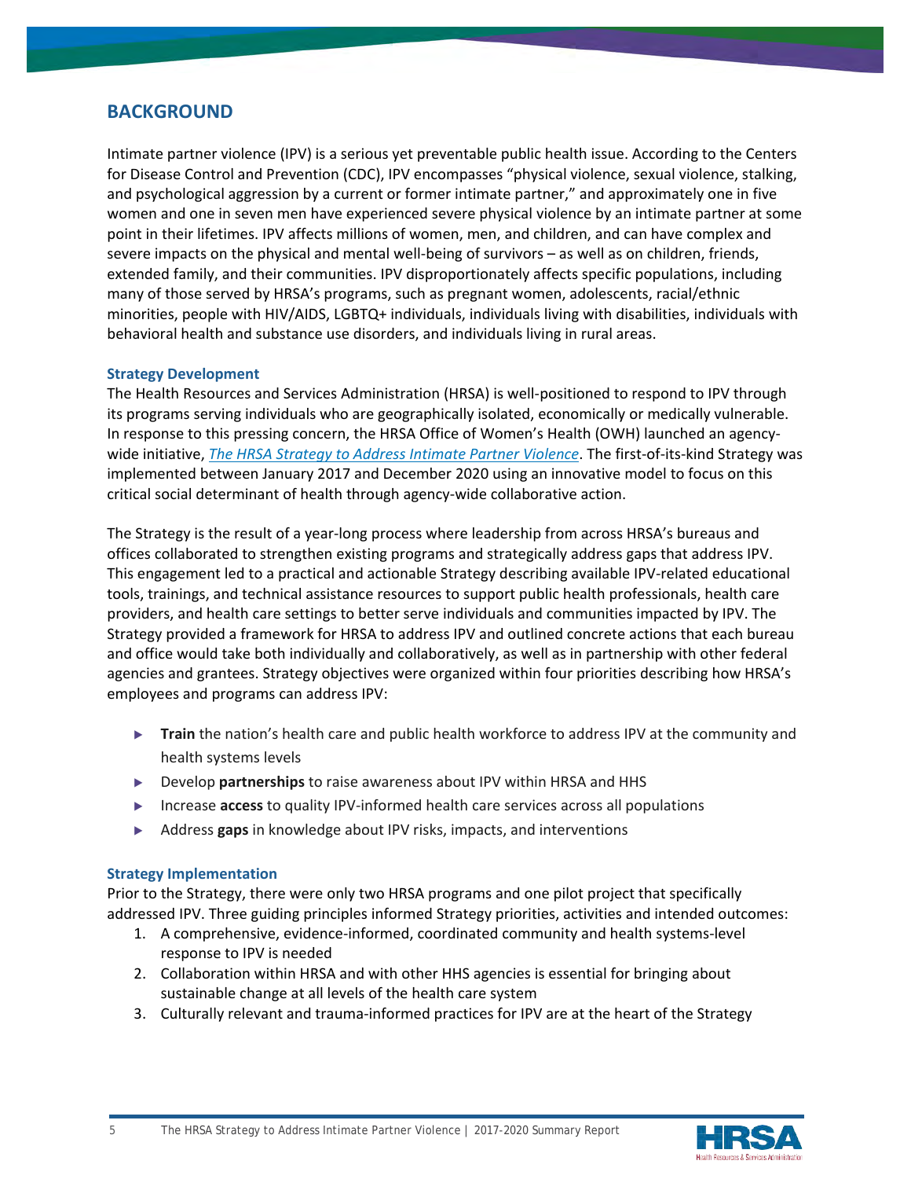## BACKGROUND

Intimate partner violence (IPV) is a serious yet preventable public health issue. According to the Centers for Disease Control and Prevention (CDC), IPV encompasses "physical violence, sexual violence, stalking, and psychological aggression by a current or former intimate partner," and approximately one in five women and one in seven men have experienced severe physical violence by an intimate partner at some point in their lifetimes. IPV affects millions of women, men, and children, and can have complex and severe impacts on the physical and mental well-being of survivors – as well as on children, friends, extended family, and their communities. IPV disproportionately affects specific populations, including many of those served by HRSA's programs, such as pregnant women, adolescents, racial/ethnic minorities, people with HIV/AIDS, LGBTQ+ individuals, individuals living with disabilities, individuals with behavioral health and substance use disorders, and individuals living in rural areas.

### Strategy Development

The Health Resources and Services Administration (HRSA) is well-positioned to respond to IPV through its programs serving individuals who are geographically isolated, economically or medically vulnerable. In response to this pressing concern, the HRSA Office of Women's Health (OWH) launched an agency-wide initiative, *The HRSA Strategy to Address Intimate Partner Violence*. The first-of-its-kind Strategy was implemented between January 2017 and December 2020 using an innovative model to focus on this critical social determinant of health through agency-wide collaborative action.

The Strategy is the result of a year-long process where leadership from across HRSA's bureaus and offices collaborated to strengthen existing programs and strategically address gaps that address IPV. This engagement led to a practical and actionable Strategy describing available IPV-related educational tools, trainings, and technical assistance resources to support public health professionals, health care providers, and health care settings to better serve individuals and communities impacted by IPV. The Strategy provided a framework for HRSA to address IPV and outlined concrete actions that each bureau and office would take both individually and collaboratively, as well as in partnership with other federal agencies and grantees. Strategy objectives were organized within four priorities describing how HRSA's employees and programs can address IPV:

- **Train** the nation's health care and public health workforce to address IPV at the community and health systems levels
- Develop **partnerships** to raise awareness about IPV within HRSA and HHS
- Increase **access** to quality IPV-informed health care services across all populations
- Address **gaps** in knowledge about IPV risks, impacts, and interventions

### Strategy Implementation

Prior to the Strategy, there were only two HRSA programs and one pilot project that specifically addressed IPV. Three guiding principles informed Strategy priorities, activities and intended outcomes:

1. A comprehensive, evidence-informed, coordinated community and health systems-level response to IPV is needed
2. Collaboration within HRSA and with other HHS agencies is essential for bringing about sustainable change at all levels of the health care system
3. Culturally relevant and trauma-informed practices for IPV are at the heart of the Strategy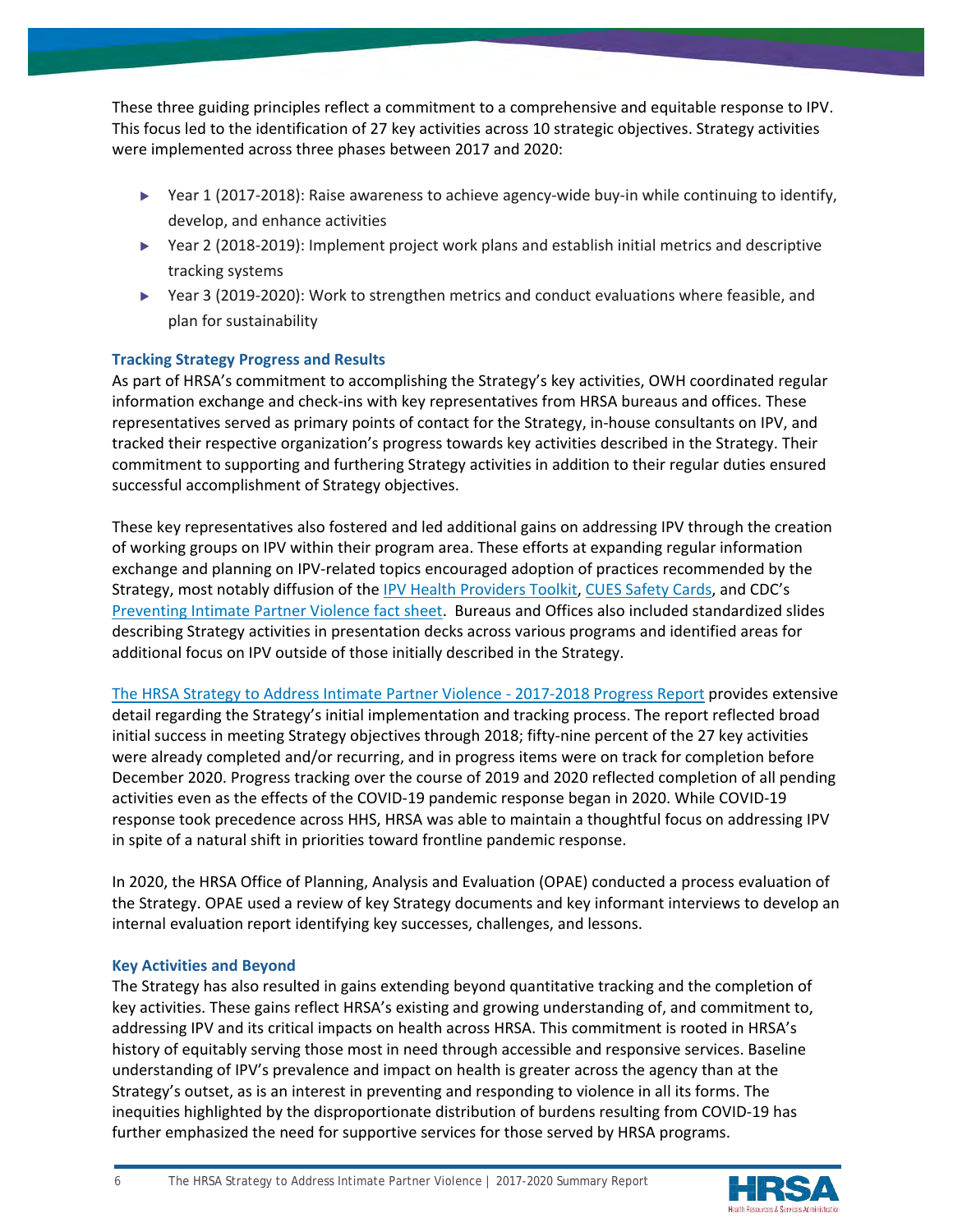These three guiding principles reflect a commitment to a comprehensive and equitable response to IPV. This focus led to the identification of 27 key activities across 10 strategic objectives. Strategy activities were implemented across three phases between 2017 and 2020:

- Year 1 (2017-2018): Raise awareness to achieve agency-wide buy-in while continuing to identify, develop, and enhance activities
- Year 2 (2018-2019): Implement project work plans and establish initial metrics and descriptive tracking systems
- Year 3 (2019-2020): Work to strengthen metrics and conduct evaluations where feasible, and plan for sustainability

### Tracking Strategy Progress and Results

As part of HRSA's commitment to accomplishing the Strategy's key activities, OWH coordinated regular information exchange and check-ins with key representatives from HRSA bureaus and offices. These representatives served as primary points of contact for the Strategy, in-house consultants on IPV, and tracked their respective organization's progress towards key activities described in the Strategy. Their commitment to supporting and furthering Strategy activities in addition to their regular duties ensured successful accomplishment of Strategy objectives.

These key representatives also fostered and led additional gains on addressing IPV through the creation of working groups on IPV within their program area. These efforts at expanding regular information exchange and planning on IPV-related topics encouraged adoption of practices recommended by the Strategy, most notably diffusion of the IPV Health Providers Toolkit, CUES Safety Cards, and CDC's Preventing Intimate Partner Violence fact sheet. Bureaus and Offices also included standardized slides describing Strategy activities in presentation decks across various programs and identified areas for additional focus on IPV outside of those initially described in the Strategy.

The HRSA Strategy to Address Intimate Partner Violence - 2017-2018 Progress Report provides extensive detail regarding the Strategy's initial implementation and tracking process. The report reflected broad initial success in meeting Strategy objectives through 2018; fifty-nine percent of the 27 key activities were already completed and/or recurring, and in progress items were on track for completion before December 2020. Progress tracking over the course of 2019 and 2020 reflected completion of all pending activities even as the effects of the COVID-19 pandemic response began in 2020. While COVID-19 response took precedence across HHS, HRSA was able to maintain a thoughtful focus on addressing IPV in spite of a natural shift in priorities toward frontline pandemic response.

In 2020, the HRSA Office of Planning, Analysis and Evaluation (OPAE) conducted a process evaluation of the Strategy. OPAE used a review of key Strategy documents and key informant interviews to develop an internal evaluation report identifying key successes, challenges, and lessons.

### Key Activities and Beyond

The Strategy has also resulted in gains extending beyond quantitative tracking and the completion of key activities. These gains reflect HRSA's existing and growing understanding of, and commitment to, addressing IPV and its critical impacts on health across HRSA. This commitment is rooted in HRSA's history of equitably serving those most in need through accessible and responsive services. Baseline understanding of IPV's prevalence and impact on health is greater across the agency than at the Strategy's outset, as is an interest in preventing and responding to violence in all its forms. The inequities highlighted by the disproportionate distribution of burdens resulting from COVID-19 has further emphasized the need for supportive services for those served by HRSA programs.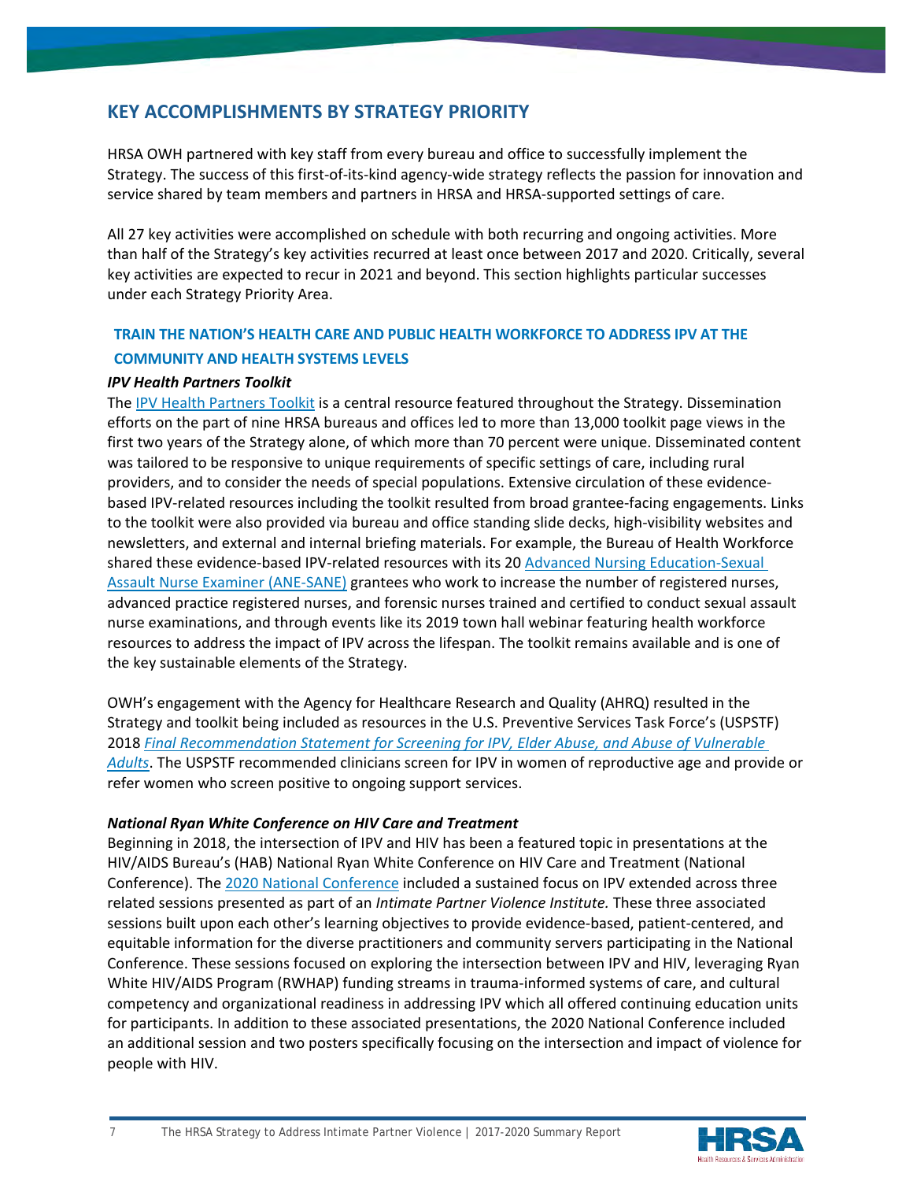## KEY ACCOMPLISHMENTS BY STRATEGY PRIORITY

HRSA OWH partnered with key staff from every bureau and office to successfully implement the Strategy. The success of this first-of-its-kind agency-wide strategy reflects the passion for innovation and service shared by team members and partners in HRSA and HRSA-supported settings of care.

All 27 key activities were accomplished on schedule with both recurring and ongoing activities. More than half of the Strategy's key activities recurred at least once between 2017 and 2020. Critically, several key activities are expected to recur in 2021 and beyond. This section highlights particular successes under each Strategy Priority Area.

### TRAIN THE NATION'S HEALTH CARE AND PUBLIC HEALTH WORKFORCE TO ADDRESS IPV AT THE COMMUNITY AND HEALTH SYSTEMS LEVELS

***IPV Health Partners Toolkit***

The IPV Health Partners Toolkit is a central resource featured throughout the Strategy. Dissemination efforts on the part of nine HRSA bureaus and offices led to more than 13,000 toolkit page views in the first two years of the Strategy alone, of which more than 70 percent were unique. Disseminated content was tailored to be responsive to unique requirements of specific settings of care, including rural providers, and to consider the needs of special populations. Extensive circulation of these evidence-based IPV-related resources including the toolkit resulted from broad grantee-facing engagements. Links to the toolkit were also provided via bureau and office standing slide decks, high-visibility websites and newsletters, and external and internal briefing materials. For example, the Bureau of Health Workforce shared these evidence-based IPV-related resources with its 20 Advanced Nursing Education-Sexual Assault Nurse Examiner (ANE-SANE) grantees who work to increase the number of registered nurses, advanced practice registered nurses, and forensic nurses trained and certified to conduct sexual assault nurse examinations, and through events like its 2019 town hall webinar featuring health workforce resources to address the impact of IPV across the lifespan. The toolkit remains available and is one of the key sustainable elements of the Strategy.

OWH's engagement with the Agency for Healthcare Research and Quality (AHRQ) resulted in the Strategy and toolkit being included as resources in the U.S. Preventive Services Task Force's (USPSTF) 2018 *Final Recommendation Statement for Screening for IPV, Elder Abuse, and Abuse of Vulnerable Adults*. The USPSTF recommended clinicians screen for IPV in women of reproductive age and provide or refer women who screen positive to ongoing support services.

***National Ryan White Conference on HIV Care and Treatment***

Beginning in 2018, the intersection of IPV and HIV has been a featured topic in presentations at the HIV/AIDS Bureau's (HAB) National Ryan White Conference on HIV Care and Treatment (National Conference). The 2020 National Conference included a sustained focus on IPV extended across three related sessions presented as part of an *Intimate Partner Violence Institute.* These three associated sessions built upon each other's learning objectives to provide evidence-based, patient-centered, and equitable information for the diverse practitioners and community servers participating in the National Conference. These sessions focused on exploring the intersection between IPV and HIV, leveraging Ryan White HIV/AIDS Program (RWHAP) funding streams in trauma-informed systems of care, and cultural competency and organizational readiness in addressing IPV which all offered continuing education units for participants. In addition to these associated presentations, the 2020 National Conference included an additional session and two posters specifically focusing on the intersection and impact of violence for people with HIV.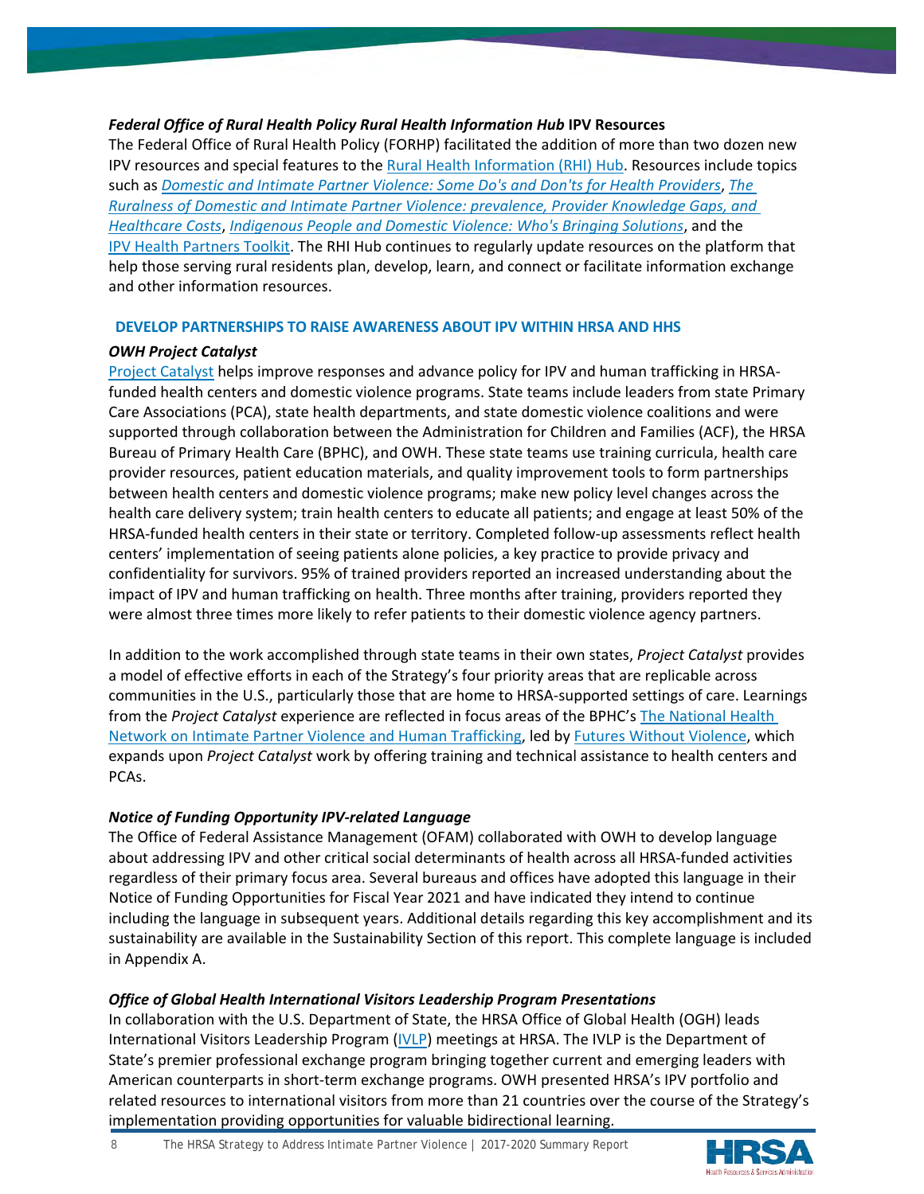***Federal Office of Rural Health Policy Rural Health Information Hub* IPV Resources**

The Federal Office of Rural Health Policy (FORHP) facilitated the addition of more than two dozen new IPV resources and special features to the Rural Health Information (RHI) Hub. Resources include topics such as *Domestic and Intimate Partner Violence: Some Do's and Don'ts for Health Providers*, *The Ruralness of Domestic and Intimate Partner Violence: prevalence, Provider Knowledge Gaps, and Healthcare Costs*, *Indigenous People and Domestic Violence: Who's Bringing Solutions*, and the IPV Health Partners Toolkit. The RHI Hub continues to regularly update resources on the platform that help those serving rural residents plan, develop, learn, and connect or facilitate information exchange and other information resources.

## DEVELOP PARTNERSHIPS TO RAISE AWARENESS ABOUT IPV WITHIN HRSA AND HHS

***OWH Project Catalyst***

Project Catalyst helps improve responses and advance policy for IPV and human trafficking in HRSA-funded health centers and domestic violence programs. State teams include leaders from state Primary Care Associations (PCA), state health departments, and state domestic violence coalitions and were supported through collaboration between the Administration for Children and Families (ACF), the HRSA Bureau of Primary Health Care (BPHC), and OWH. These state teams use training curricula, health care provider resources, patient education materials, and quality improvement tools to form partnerships between health centers and domestic violence programs; make new policy level changes across the health care delivery system; train health centers to educate all patients; and engage at least 50% of the HRSA-funded health centers in their state or territory. Completed follow-up assessments reflect health centers' implementation of seeing patients alone policies, a key practice to provide privacy and confidentiality for survivors. 95% of trained providers reported an increased understanding about the impact of IPV and human trafficking on health. Three months after training, providers reported they were almost three times more likely to refer patients to their domestic violence agency partners.

In addition to the work accomplished through state teams in their own states, *Project Catalyst* provides a model of effective efforts in each of the Strategy's four priority areas that are replicable across communities in the U.S., particularly those that are home to HRSA-supported settings of care. Learnings from the *Project Catalyst* experience are reflected in focus areas of the BPHC's The National Health Network on Intimate Partner Violence and Human Trafficking, led by Futures Without Violence, which expands upon *Project Catalyst* work by offering training and technical assistance to health centers and PCAs.

***Notice of Funding Opportunity IPV-related Language***

The Office of Federal Assistance Management (OFAM) collaborated with OWH to develop language about addressing IPV and other critical social determinants of health across all HRSA-funded activities regardless of their primary focus area. Several bureaus and offices have adopted this language in their Notice of Funding Opportunities for Fiscal Year 2021 and have indicated they intend to continue including the language in subsequent years. Additional details regarding this key accomplishment and its sustainability are available in the Sustainability Section of this report. This complete language is included in Appendix A.

***Office of Global Health International Visitors Leadership Program Presentations***

In collaboration with the U.S. Department of State, the HRSA Office of Global Health (OGH) leads International Visitors Leadership Program (IVLP) meetings at HRSA. The IVLP is the Department of State's premier professional exchange program bringing together current and emerging leaders with American counterparts in short-term exchange programs. OWH presented HRSA's IPV portfolio and related resources to international visitors from more than 21 countries over the course of the Strategy's implementation providing opportunities for valuable bidirectional learning.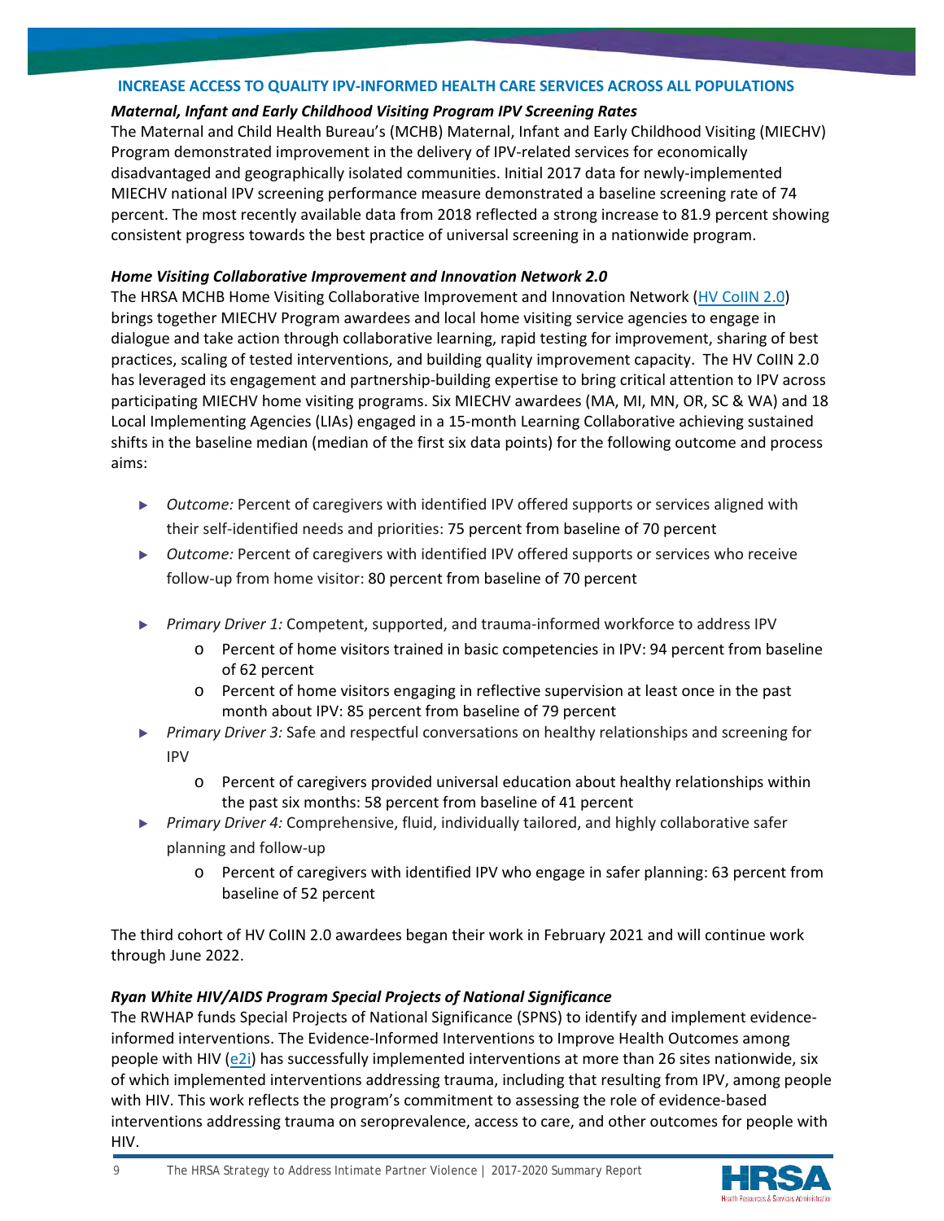## INCREASE ACCESS TO QUALITY IPV-INFORMED HEALTH CARE SERVICES ACROSS ALL POPULATIONS

### *Maternal, Infant and Early Childhood Visiting Program IPV Screening Rates*

The Maternal and Child Health Bureau's (MCHB) Maternal, Infant and Early Childhood Visiting (MIECHV) Program demonstrated improvement in the delivery of IPV-related services for economically disadvantaged and geographically isolated communities. Initial 2017 data for newly-implemented MIECHV national IPV screening performance measure demonstrated a baseline screening rate of 74 percent. The most recently available data from 2018 reflected a strong increase to 81.9 percent showing consistent progress towards the best practice of universal screening in a nationwide program.

### *Home Visiting Collaborative Improvement and Innovation Network 2.0*

The HRSA MCHB Home Visiting Collaborative Improvement and Innovation Network (HV CoIIN 2.0) brings together MIECHV Program awardees and local home visiting service agencies to engage in dialogue and take action through collaborative learning, rapid testing for improvement, sharing of best practices, scaling of tested interventions, and building quality improvement capacity. The HV CoIIN 2.0 has leveraged its engagement and partnership-building expertise to bring critical attention to IPV across participating MIECHV home visiting programs. Six MIECHV awardees (MA, MI, MN, OR, SC & WA) and 18 Local Implementing Agencies (LIAs) engaged in a 15-month Learning Collaborative achieving sustained shifts in the baseline median (median of the first six data points) for the following outcome and process aims:

- *Outcome:* Percent of caregivers with identified IPV offered supports or services aligned with their self-identified needs and priorities: 75 percent from baseline of 70 percent
- *Outcome:* Percent of caregivers with identified IPV offered supports or services who receive follow-up from home visitor: 80 percent from baseline of 70 percent
- *Primary Driver 1:* Competent, supported, and trauma-informed workforce to address IPV
  - Percent of home visitors trained in basic competencies in IPV: 94 percent from baseline of 62 percent
  - Percent of home visitors engaging in reflective supervision at least once in the past month about IPV: 85 percent from baseline of 79 percent
- *Primary Driver 3:* Safe and respectful conversations on healthy relationships and screening for IPV
  - Percent of caregivers provided universal education about healthy relationships within the past six months: 58 percent from baseline of 41 percent
- *Primary Driver 4:* Comprehensive, fluid, individually tailored, and highly collaborative safer planning and follow-up
  - Percent of caregivers with identified IPV who engage in safer planning: 63 percent from baseline of 52 percent

The third cohort of HV CoIIN 2.0 awardees began their work in February 2021 and will continue work through June 2022.

### *Ryan White HIV/AIDS Program Special Projects of National Significance*

The RWHAP funds Special Projects of National Significance (SPNS) to identify and implement evidence-informed interventions. The Evidence-Informed Interventions to Improve Health Outcomes among people with HIV (e2i) has successfully implemented interventions at more than 26 sites nationwide, six of which implemented interventions addressing trauma, including that resulting from IPV, among people with HIV. This work reflects the program's commitment to assessing the role of evidence-based interventions addressing trauma on seroprevalence, access to care, and other outcomes for people with HIV.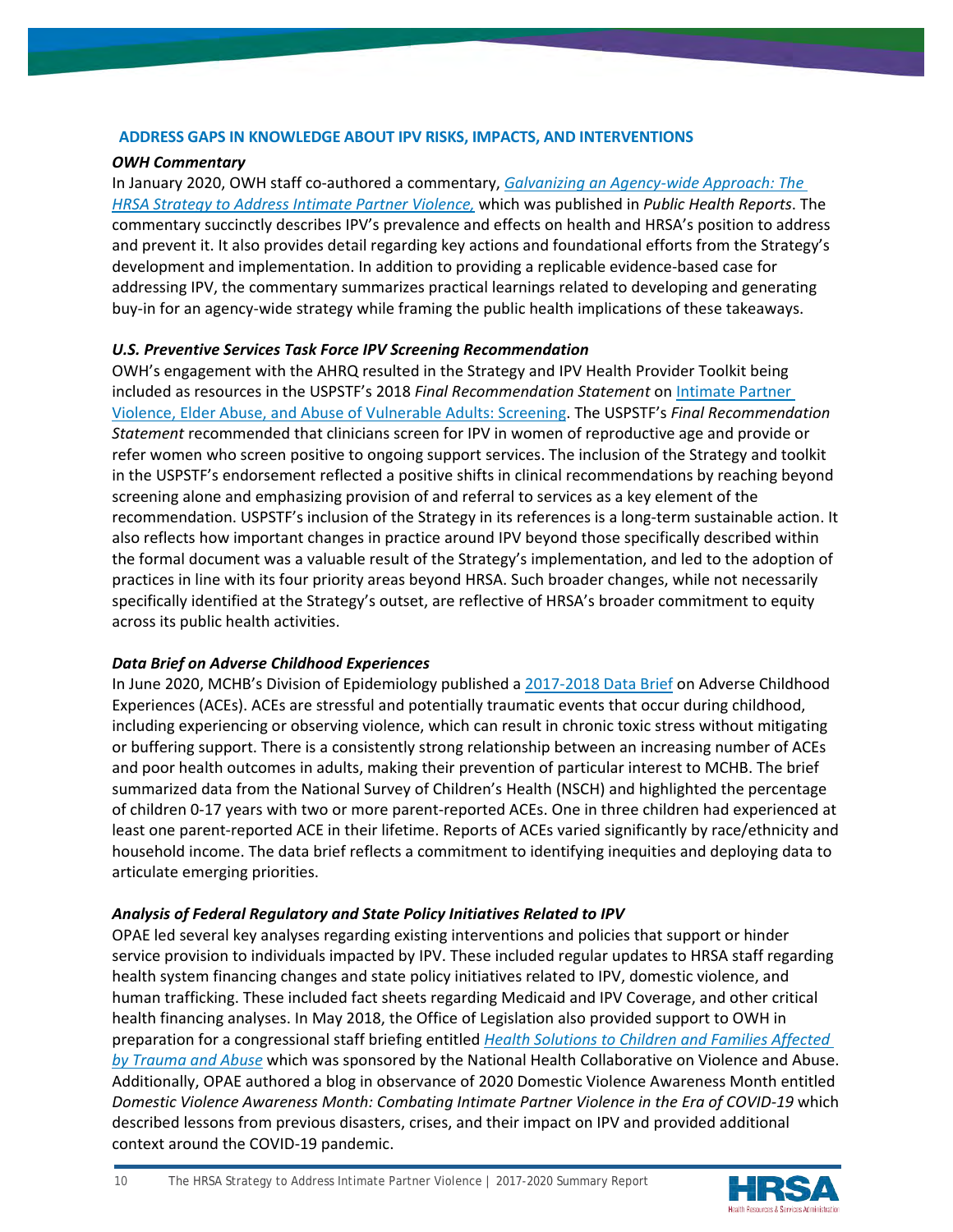## ADDRESS GAPS IN KNOWLEDGE ABOUT IPV RISKS, IMPACTS, AND INTERVENTIONS

### *OWH Commentary*

In January 2020, OWH staff co-authored a commentary, *Galvanizing an Agency-wide Approach: The HRSA Strategy to Address Intimate Partner Violence,* which was published in *Public Health Reports*. The commentary succinctly describes IPV's prevalence and effects on health and HRSA's position to address and prevent it. It also provides detail regarding key actions and foundational efforts from the Strategy's development and implementation. In addition to providing a replicable evidence-based case for addressing IPV, the commentary summarizes practical learnings related to developing and generating buy-in for an agency-wide strategy while framing the public health implications of these takeaways.

### *U.S. Preventive Services Task Force IPV Screening Recommendation*

OWH's engagement with the AHRQ resulted in the Strategy and IPV Health Provider Toolkit being included as resources in the USPSTF's 2018 *Final Recommendation Statement* on Intimate Partner Violence, Elder Abuse, and Abuse of Vulnerable Adults: Screening. The USPSTF's *Final Recommendation Statement* recommended that clinicians screen for IPV in women of reproductive age and provide or refer women who screen positive to ongoing support services. The inclusion of the Strategy and toolkit in the USPSTF's endorsement reflected a positive shifts in clinical recommendations by reaching beyond screening alone and emphasizing provision of and referral to services as a key element of the recommendation. USPSTF's inclusion of the Strategy in its references is a long-term sustainable action. It also reflects how important changes in practice around IPV beyond those specifically described within the formal document was a valuable result of the Strategy's implementation, and led to the adoption of practices in line with its four priority areas beyond HRSA. Such broader changes, while not necessarily specifically identified at the Strategy's outset, are reflective of HRSA's broader commitment to equity across its public health activities.

### *Data Brief on Adverse Childhood Experiences*

In June 2020, MCHB's Division of Epidemiology published a 2017-2018 Data Brief on Adverse Childhood Experiences (ACEs). ACEs are stressful and potentially traumatic events that occur during childhood, including experiencing or observing violence, which can result in chronic toxic stress without mitigating or buffering support. There is a consistently strong relationship between an increasing number of ACEs and poor health outcomes in adults, making their prevention of particular interest to MCHB. The brief summarized data from the National Survey of Children's Health (NSCH) and highlighted the percentage of children 0-17 years with two or more parent-reported ACEs. One in three children had experienced at least one parent-reported ACE in their lifetime. Reports of ACEs varied significantly by race/ethnicity and household income. The data brief reflects a commitment to identifying inequities and deploying data to articulate emerging priorities.

### *Analysis of Federal Regulatory and State Policy Initiatives Related to IPV*

OPAE led several key analyses regarding existing interventions and policies that support or hinder service provision to individuals impacted by IPV. These included regular updates to HRSA staff regarding health system financing changes and state policy initiatives related to IPV, domestic violence, and human trafficking. These included fact sheets regarding Medicaid and IPV Coverage, and other critical health financing analyses. In May 2018, the Office of Legislation also provided support to OWH in preparation for a congressional staff briefing entitled *Health Solutions to Children and Families Affected by Trauma and Abuse* which was sponsored by the National Health Collaborative on Violence and Abuse. Additionally, OPAE authored a blog in observance of 2020 Domestic Violence Awareness Month entitled *Domestic Violence Awareness Month: Combating Intimate Partner Violence in the Era of COVID-19* which described lessons from previous disasters, crises, and their impact on IPV and provided additional context around the COVID-19 pandemic.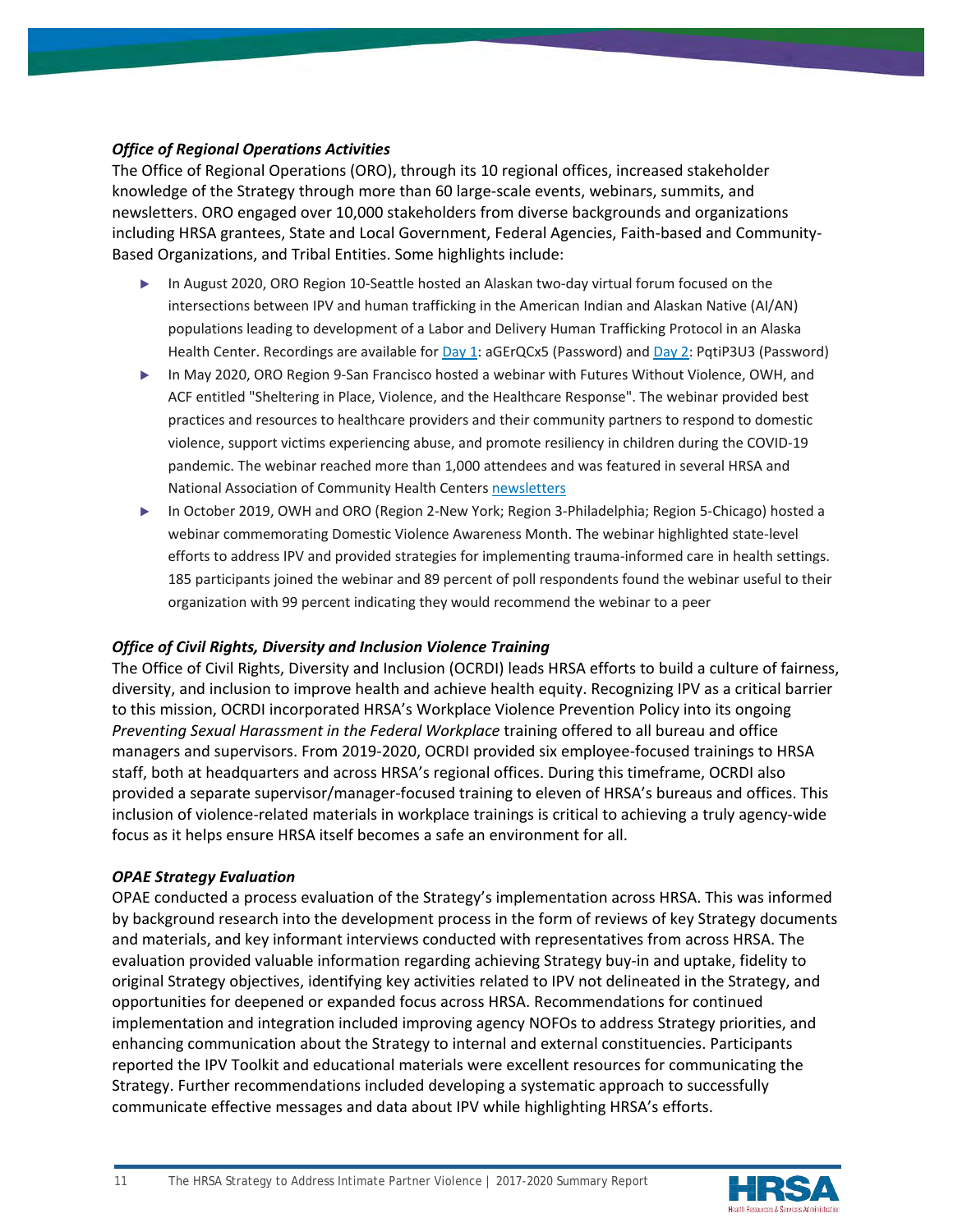### *Office of Regional Operations Activities*

The Office of Regional Operations (ORO), through its 10 regional offices, increased stakeholder knowledge of the Strategy through more than 60 large-scale events, webinars, summits, and newsletters. ORO engaged over 10,000 stakeholders from diverse backgrounds and organizations including HRSA grantees, State and Local Government, Federal Agencies, Faith-based and Community-Based Organizations, and Tribal Entities. Some highlights include:

- In August 2020, ORO Region 10-Seattle hosted an Alaskan two-day virtual forum focused on the intersections between IPV and human trafficking in the American Indian and Alaskan Native (AI/AN) populations leading to development of a Labor and Delivery Human Trafficking Protocol in an Alaska Health Center. Recordings are available for Day 1: aGErQCx5 (Password) and Day 2: PqtiP3U3 (Password)
- In May 2020, ORO Region 9-San Francisco hosted a webinar with Futures Without Violence, OWH, and ACF entitled "Sheltering in Place, Violence, and the Healthcare Response". The webinar provided best practices and resources to healthcare providers and their community partners to respond to domestic violence, support victims experiencing abuse, and promote resiliency in children during the COVID-19 pandemic. The webinar reached more than 1,000 attendees and was featured in several HRSA and National Association of Community Health Centers newsletters
- In October 2019, OWH and ORO (Region 2-New York; Region 3-Philadelphia; Region 5-Chicago) hosted a webinar commemorating Domestic Violence Awareness Month. The webinar highlighted state-level efforts to address IPV and provided strategies for implementing trauma-informed care in health settings. 185 participants joined the webinar and 89 percent of poll respondents found the webinar useful to their organization with 99 percent indicating they would recommend the webinar to a peer

### *Office of Civil Rights, Diversity and Inclusion Violence Training*

The Office of Civil Rights, Diversity and Inclusion (OCRDI) leads HRSA efforts to build a culture of fairness, diversity, and inclusion to improve health and achieve health equity. Recognizing IPV as a critical barrier to this mission, OCRDI incorporated HRSA's Workplace Violence Prevention Policy into its ongoing *Preventing Sexual Harassment in the Federal Workplace* training offered to all bureau and office managers and supervisors. From 2019-2020, OCRDI provided six employee-focused trainings to HRSA staff, both at headquarters and across HRSA's regional offices. During this timeframe, OCRDI also provided a separate supervisor/manager-focused training to eleven of HRSA's bureaus and offices. This inclusion of violence-related materials in workplace trainings is critical to achieving a truly agency-wide focus as it helps ensure HRSA itself becomes a safe an environment for all.

### *OPAE Strategy Evaluation*

OPAE conducted a process evaluation of the Strategy's implementation across HRSA. This was informed by background research into the development process in the form of reviews of key Strategy documents and materials, and key informant interviews conducted with representatives from across HRSA. The evaluation provided valuable information regarding achieving Strategy buy-in and uptake, fidelity to original Strategy objectives, identifying key activities related to IPV not delineated in the Strategy, and opportunities for deepened or expanded focus across HRSA. Recommendations for continued implementation and integration included improving agency NOFOs to address Strategy priorities, and enhancing communication about the Strategy to internal and external constituencies. Participants reported the IPV Toolkit and educational materials were excellent resources for communicating the Strategy. Further recommendations included developing a systematic approach to successfully communicate effective messages and data about IPV while highlighting HRSA's efforts.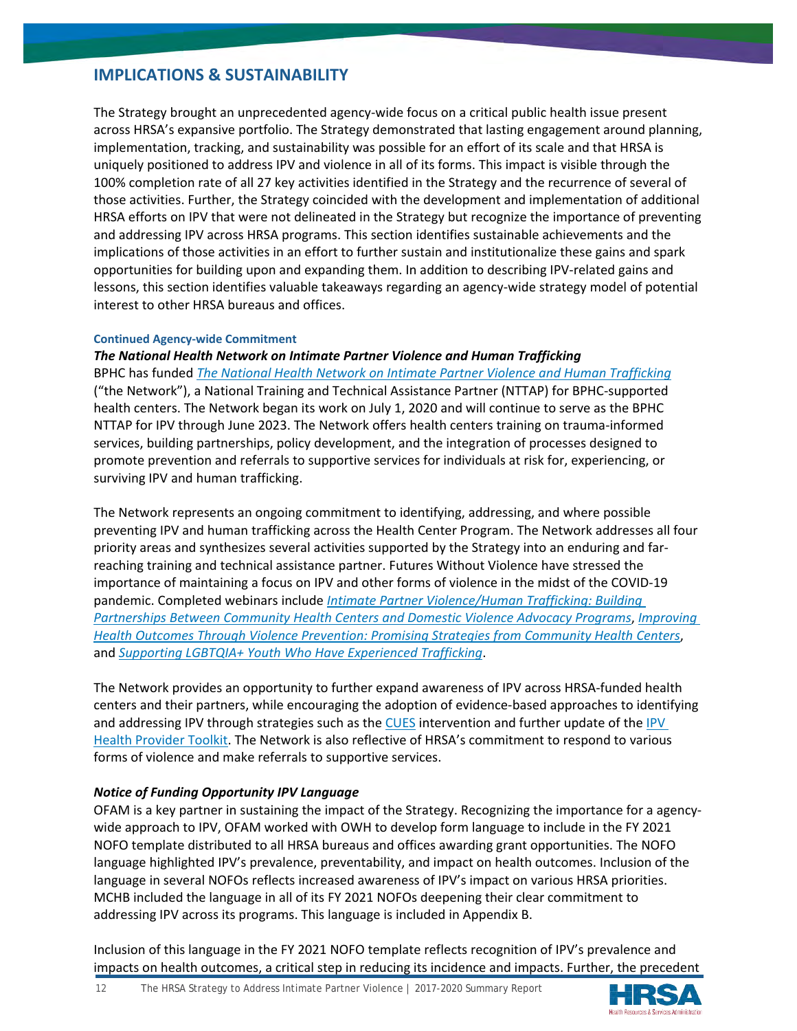## IMPLICATIONS & SUSTAINABILITY

The Strategy brought an unprecedented agency-wide focus on a critical public health issue present across HRSA's expansive portfolio. The Strategy demonstrated that lasting engagement around planning, implementation, tracking, and sustainability was possible for an effort of its scale and that HRSA is uniquely positioned to address IPV and violence in all of its forms. This impact is visible through the 100% completion rate of all 27 key activities identified in the Strategy and the recurrence of several of those activities. Further, the Strategy coincided with the development and implementation of additional HRSA efforts on IPV that were not delineated in the Strategy but recognize the importance of preventing and addressing IPV across HRSA programs. This section identifies sustainable achievements and the implications of those activities in an effort to further sustain and institutionalize these gains and spark opportunities for building upon and expanding them. In addition to describing IPV-related gains and lessons, this section identifies valuable takeaways regarding an agency-wide strategy model of potential interest to other HRSA bureaus and offices.

#### Continued Agency-wide Commitment

***The National Health Network on Intimate Partner Violence and Human Trafficking***

BPHC has funded *The National Health Network on Intimate Partner Violence and Human Trafficking* ("the Network"), a National Training and Technical Assistance Partner (NTTAP) for BPHC-supported health centers. The Network began its work on July 1, 2020 and will continue to serve as the BPHC NTTAP for IPV through June 2023. The Network offers health centers training on trauma-informed services, building partnerships, policy development, and the integration of processes designed to promote prevention and referrals to supportive services for individuals at risk for, experiencing, or surviving IPV and human trafficking.

The Network represents an ongoing commitment to identifying, addressing, and where possible preventing IPV and human trafficking across the Health Center Program. The Network addresses all four priority areas and synthesizes several activities supported by the Strategy into an enduring and far-reaching training and technical assistance partner. Futures Without Violence have stressed the importance of maintaining a focus on IPV and other forms of violence in the midst of the COVID-19 pandemic. Completed webinars include *Intimate Partner Violence/Human Trafficking: Building Partnerships Between Community Health Centers and Domestic Violence Advocacy Programs*, *Improving Health Outcomes Through Violence Prevention: Promising Strategies from Community Health Centers*, and *Supporting LGBTQIA+ Youth Who Have Experienced Trafficking*.

The Network provides an opportunity to further expand awareness of IPV across HRSA-funded health centers and their partners, while encouraging the adoption of evidence-based approaches to identifying and addressing IPV through strategies such as the CUES intervention and further update of the IPV Health Provider Toolkit. The Network is also reflective of HRSA's commitment to respond to various forms of violence and make referrals to supportive services.

***Notice of Funding Opportunity IPV Language***

OFAM is a key partner in sustaining the impact of the Strategy. Recognizing the importance for a agency-wide approach to IPV, OFAM worked with OWH to develop form language to include in the FY 2021 NOFO template distributed to all HRSA bureaus and offices awarding grant opportunities. The NOFO language highlighted IPV's prevalence, preventability, and impact on health outcomes. Inclusion of the language in several NOFOs reflects increased awareness of IPV's impact on various HRSA priorities. MCHB included the language in all of its FY 2021 NOFOs deepening their clear commitment to addressing IPV across its programs. This language is included in Appendix B.

Inclusion of this language in the FY 2021 NOFO template reflects recognition of IPV's prevalence and impacts on health outcomes, a critical step in reducing its incidence and impacts. Further, the precedent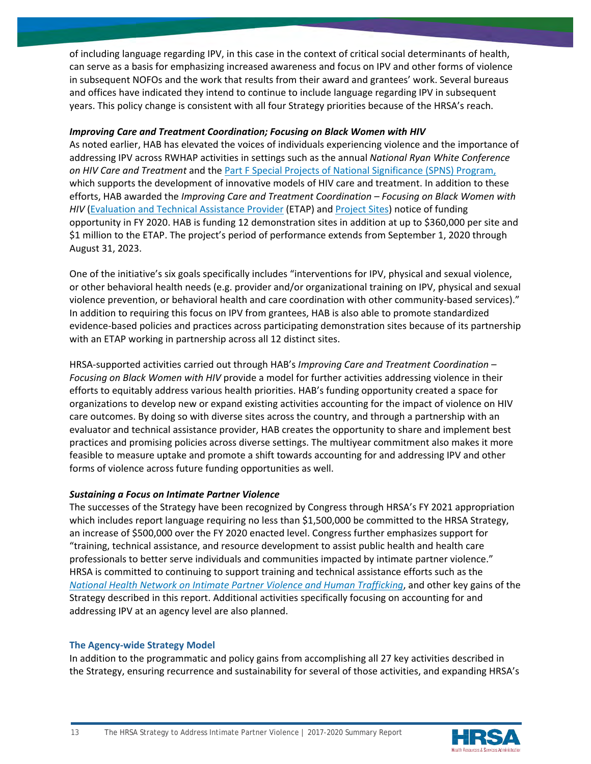of including language regarding IPV, in this case in the context of critical social determinants of health, can serve as a basis for emphasizing increased awareness and focus on IPV and other forms of violence in subsequent NOFOs and the work that results from their award and grantees' work. Several bureaus and offices have indicated they intend to continue to include language regarding IPV in subsequent years. This policy change is consistent with all four Strategy priorities because of the HRSA's reach.

***Improving Care and Treatment Coordination; Focusing on Black Women with HIV***

As noted earlier, HAB has elevated the voices of individuals experiencing violence and the importance of addressing IPV across RWHAP activities in settings such as the annual *National Ryan White Conference on HIV Care and Treatment* and the Part F Special Projects of National Significance (SPNS) Program, which supports the development of innovative models of HIV care and treatment. In addition to these efforts, HAB awarded the *Improving Care and Treatment Coordination – Focusing on Black Women with HIV* (Evaluation and Technical Assistance Provider (ETAP) and Project Sites) notice of funding opportunity in FY 2020. HAB is funding 12 demonstration sites in addition at up to $360,000 per site and $1 million to the ETAP. The project's period of performance extends from September 1, 2020 through August 31, 2023.

One of the initiative's six goals specifically includes "interventions for IPV, physical and sexual violence, or other behavioral health needs (e.g. provider and/or organizational training on IPV, physical and sexual violence prevention, or behavioral health and care coordination with other community-based services)." In addition to requiring this focus on IPV from grantees, HAB is also able to promote standardized evidence-based policies and practices across participating demonstration sites because of its partnership with an ETAP working in partnership across all 12 distinct sites.

HRSA-supported activities carried out through HAB's *Improving Care and Treatment Coordination – Focusing on Black Women with HIV* provide a model for further activities addressing violence in their efforts to equitably address various health priorities. HAB's funding opportunity created a space for organizations to develop new or expand existing activities accounting for the impact of violence on HIV care outcomes. By doing so with diverse sites across the country, and through a partnership with an evaluator and technical assistance provider, HAB creates the opportunity to share and implement best practices and promising policies across diverse settings. The multiyear commitment also makes it more feasible to measure uptake and promote a shift towards accounting for and addressing IPV and other forms of violence across future funding opportunities as well.

***Sustaining a Focus on Intimate Partner Violence***

The successes of the Strategy have been recognized by Congress through HRSA's FY 2021 appropriation which includes report language requiring no less than $1,500,000 be committed to the HRSA Strategy, an increase of $500,000 over the FY 2020 enacted level. Congress further emphasizes support for "training, technical assistance, and resource development to assist public health and health care professionals to better serve individuals and communities impacted by intimate partner violence." HRSA is committed to continuing to support training and technical assistance efforts such as the *National Health Network on Intimate Partner Violence and Human Trafficking*, and other key gains of the Strategy described in this report. Additional activities specifically focusing on accounting for and addressing IPV at an agency level are also planned.

### The Agency-wide Strategy Model

In addition to the programmatic and policy gains from accomplishing all 27 key activities described in the Strategy, ensuring recurrence and sustainability for several of those activities, and expanding HRSA's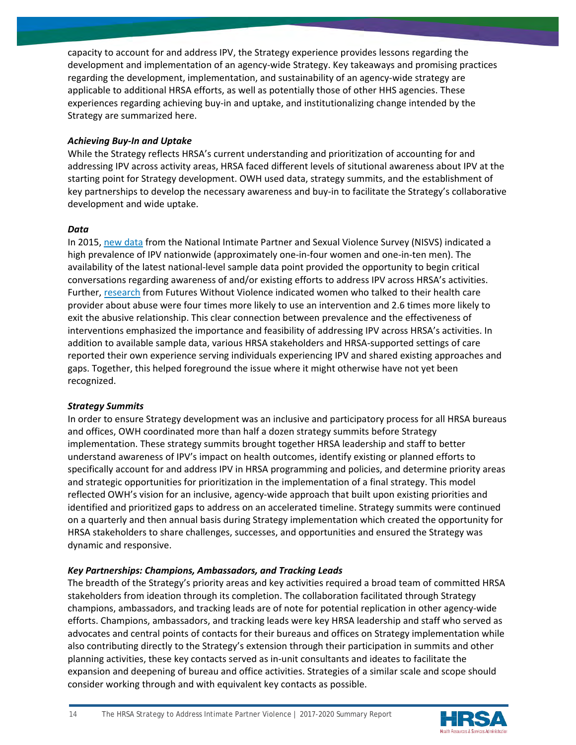capacity to account for and address IPV, the Strategy experience provides lessons regarding the development and implementation of an agency-wide Strategy. Key takeaways and promising practices regarding the development, implementation, and sustainability of an agency-wide strategy are applicable to additional HRSA efforts, as well as potentially those of other HHS agencies. These experiences regarding achieving buy-in and uptake, and institutionalizing change intended by the Strategy are summarized here.

***Achieving Buy-In and Uptake***

While the Strategy reflects HRSA's current understanding and prioritization of accounting for and addressing IPV across activity areas, HRSA faced different levels of situtional awareness about IPV at the starting point for Strategy development. OWH used data, strategy summits, and the establishment of key partnerships to develop the necessary awareness and buy-in to facilitate the Strategy's collaborative development and wide uptake.

***Data***

In 2015, new data from the National Intimate Partner and Sexual Violence Survey (NISVS) indicated a high prevalence of IPV nationwide (approximately one-in-four women and one-in-ten men). The availability of the latest national-level sample data point provided the opportunity to begin critical conversations regarding awareness of and/or existing efforts to address IPV across HRSA's activities. Further, research from Futures Without Violence indicated women who talked to their health care provider about abuse were four times more likely to use an intervention and 2.6 times more likely to exit the abusive relationship. This clear connection between prevalence and the effectiveness of interventions emphasized the importance and feasibility of addressing IPV across HRSA's activities. In addition to available sample data, various HRSA stakeholders and HRSA-supported settings of care reported their own experience serving individuals experiencing IPV and shared existing approaches and gaps. Together, this helped foreground the issue where it might otherwise have not yet been recognized.

***Strategy Summits***

In order to ensure Strategy development was an inclusive and participatory process for all HRSA bureaus and offices, OWH coordinated more than half a dozen strategy summits before Strategy implementation. These strategy summits brought together HRSA leadership and staff to better understand awareness of IPV's impact on health outcomes, identify existing or planned efforts to specifically account for and address IPV in HRSA programming and policies, and determine priority areas and strategic opportunities for prioritization in the implementation of a final strategy. This model reflected OWH's vision for an inclusive, agency-wide approach that built upon existing priorities and identified and prioritized gaps to address on an accelerated timeline. Strategy summits were continued on a quarterly and then annual basis during Strategy implementation which created the opportunity for HRSA stakeholders to share challenges, successes, and opportunities and ensured the Strategy was dynamic and responsive.

***Key Partnerships: Champions, Ambassadors, and Tracking Leads***

The breadth of the Strategy's priority areas and key activities required a broad team of committed HRSA stakeholders from ideation through its completion. The collaboration facilitated through Strategy champions, ambassadors, and tracking leads are of note for potential replication in other agency-wide efforts. Champions, ambassadors, and tracking leads were key HRSA leadership and staff who served as advocates and central points of contacts for their bureaus and offices on Strategy implementation while also contributing directly to the Strategy's extension through their participation in summits and other planning activities, these key contacts served as in-unit consultants and ideates to facilitate the expansion and deepening of bureau and office activities. Strategies of a similar scale and scope should consider working through and with equivalent key contacts as possible.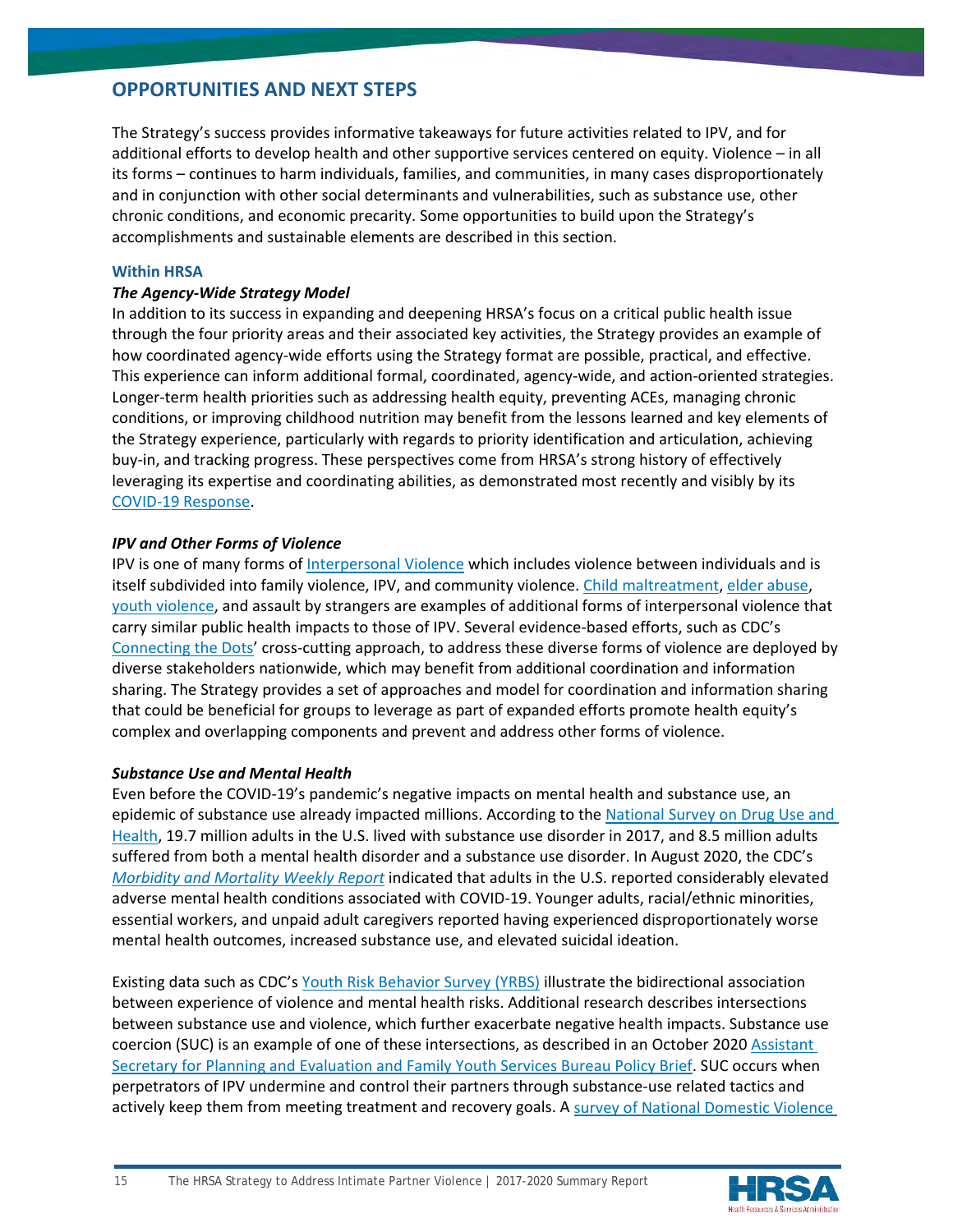## OPPORTUNITIES AND NEXT STEPS

The Strategy's success provides informative takeaways for future activities related to IPV, and for additional efforts to develop health and other supportive services centered on equity. Violence – in all its forms – continues to harm individuals, families, and communities, in many cases disproportionately and in conjunction with other social determinants and vulnerabilities, such as substance use, other chronic conditions, and economic precarity. Some opportunities to build upon the Strategy's accomplishments and sustainable elements are described in this section.

### Within HRSA

#### *The Agency-Wide Strategy Model*

In addition to its success in expanding and deepening HRSA's focus on a critical public health issue through the four priority areas and their associated key activities, the Strategy provides an example of how coordinated agency-wide efforts using the Strategy format are possible, practical, and effective. This experience can inform additional formal, coordinated, agency-wide, and action-oriented strategies. Longer-term health priorities such as addressing health equity, preventing ACEs, managing chronic conditions, or improving childhood nutrition may benefit from the lessons learned and key elements of the Strategy experience, particularly with regards to priority identification and articulation, achieving buy-in, and tracking progress. These perspectives come from HRSA's strong history of effectively leveraging its expertise and coordinating abilities, as demonstrated most recently and visibly by its COVID-19 Response.

#### *IPV and Other Forms of Violence*

IPV is one of many forms of Interpersonal Violence which includes violence between individuals and is itself subdivided into family violence, IPV, and community violence. Child maltreatment, elder abuse, youth violence, and assault by strangers are examples of additional forms of interpersonal violence that carry similar public health impacts to those of IPV. Several evidence-based efforts, such as CDC's Connecting the Dots' cross-cutting approach, to address these diverse forms of violence are deployed by diverse stakeholders nationwide, which may benefit from additional coordination and information sharing. The Strategy provides a set of approaches and model for coordination and information sharing that could be beneficial for groups to leverage as part of expanded efforts promote health equity's complex and overlapping components and prevent and address other forms of violence.

#### *Substance Use and Mental Health*

Even before the COVID-19's pandemic's negative impacts on mental health and substance use, an epidemic of substance use already impacted millions. According to the National Survey on Drug Use and Health, 19.7 million adults in the U.S. lived with substance use disorder in 2017, and 8.5 million adults suffered from both a mental health disorder and a substance use disorder. In August 2020, the CDC's *Morbidity and Mortality Weekly Report* indicated that adults in the U.S. reported considerably elevated adverse mental health conditions associated with COVID-19. Younger adults, racial/ethnic minorities, essential workers, and unpaid adult caregivers reported having experienced disproportionately worse mental health outcomes, increased substance use, and elevated suicidal ideation.

Existing data such as CDC's Youth Risk Behavior Survey (YRBS) illustrate the bidirectional association between experience of violence and mental health risks. Additional research describes intersections between substance use and violence, which further exacerbate negative health impacts. Substance use coercion (SUC) is an example of one of these intersections, as described in an October 2020 Assistant Secretary for Planning and Evaluation and Family Youth Services Bureau Policy Brief. SUC occurs when perpetrators of IPV undermine and control their partners through substance-use related tactics and actively keep them from meeting treatment and recovery goals. A survey of National Domestic Violence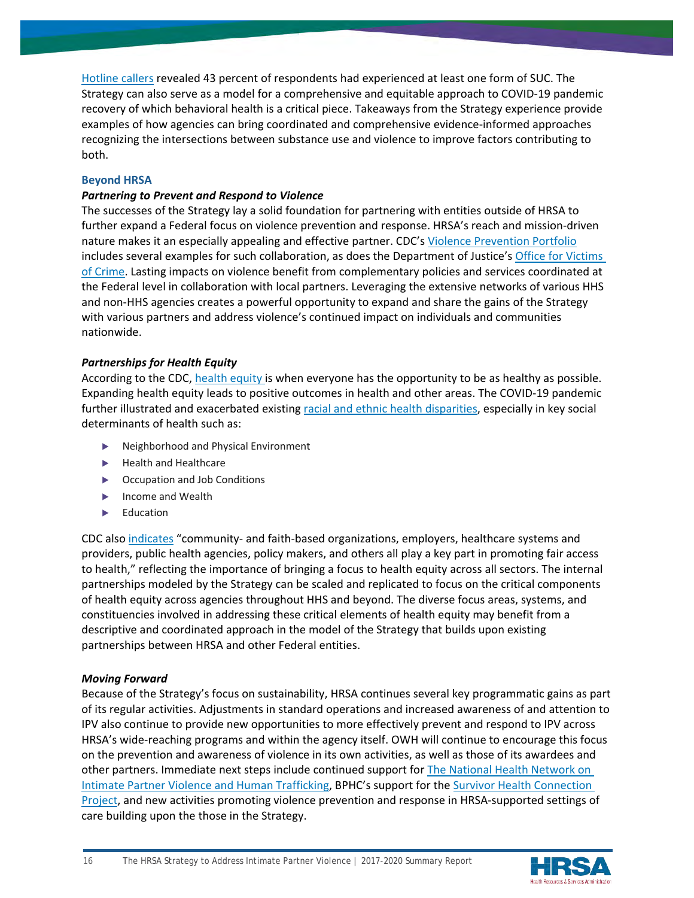Hotline callers revealed 43 percent of respondents had experienced at least one form of SUC. The Strategy can also serve as a model for a comprehensive and equitable approach to COVID-19 pandemic recovery of which behavioral health is a critical piece. Takeaways from the Strategy experience provide examples of how agencies can bring coordinated and comprehensive evidence-informed approaches recognizing the intersections between substance use and violence to improve factors contributing to both.

### Beyond HRSA

#### *Partnering to Prevent and Respond to Violence*

The successes of the Strategy lay a solid foundation for partnering with entities outside of HRSA to further expand a Federal focus on violence prevention and response. HRSA's reach and mission-driven nature makes it an especially appealing and effective partner. CDC's Violence Prevention Portfolio includes several examples for such collaboration, as does the Department of Justice's Office for Victims of Crime. Lasting impacts on violence benefit from complementary policies and services coordinated at the Federal level in collaboration with local partners. Leveraging the extensive networks of various HHS and non-HHS agencies creates a powerful opportunity to expand and share the gains of the Strategy with various partners and address violence's continued impact on individuals and communities nationwide.

#### *Partnerships for Health Equity*

According to the CDC, health equity is when everyone has the opportunity to be as healthy as possible. Expanding health equity leads to positive outcomes in health and other areas. The COVID-19 pandemic further illustrated and exacerbated existing racial and ethnic health disparities, especially in key social determinants of health such as:

- Neighborhood and Physical Environment
- Health and Healthcare
- Occupation and Job Conditions
- Income and Wealth
- Education

CDC also indicates "community- and faith-based organizations, employers, healthcare systems and providers, public health agencies, policy makers, and others all play a key part in promoting fair access to health," reflecting the importance of bringing a focus to health equity across all sectors. The internal partnerships modeled by the Strategy can be scaled and replicated to focus on the critical components of health equity across agencies throughout HHS and beyond. The diverse focus areas, systems, and constituencies involved in addressing these critical elements of health equity may benefit from a descriptive and coordinated approach in the model of the Strategy that builds upon existing partnerships between HRSA and other Federal entities.

#### *Moving Forward*

Because of the Strategy's focus on sustainability, HRSA continues several key programmatic gains as part of its regular activities. Adjustments in standard operations and increased awareness of and attention to IPV also continue to provide new opportunities to more effectively prevent and respond to IPV across HRSA's wide-reaching programs and within the agency itself. OWH will continue to encourage this focus on the prevention and awareness of violence in its own activities, as well as those of its awardees and other partners. Immediate next steps include continued support for The National Health Network on Intimate Partner Violence and Human Trafficking, BPHC's support for the Survivor Health Connection Project, and new activities promoting violence prevention and response in HRSA-supported settings of care building upon the those in the Strategy.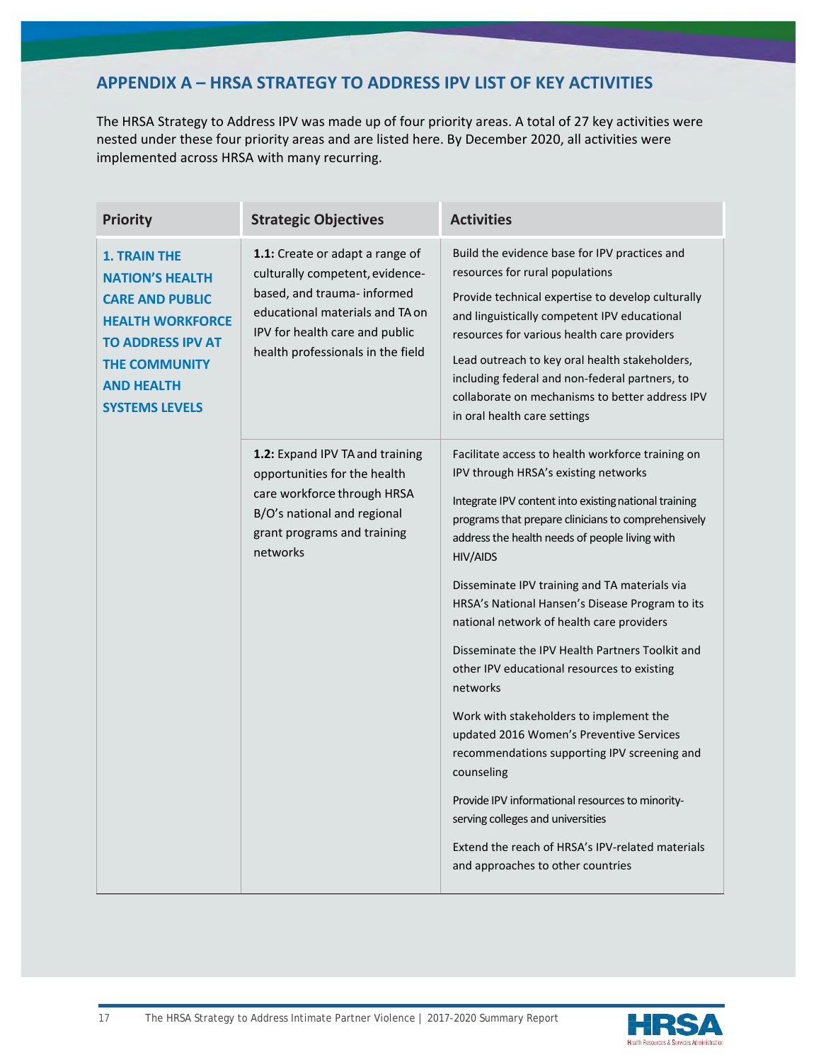## APPENDIX A – HRSA STRATEGY TO ADDRESS IPV LIST OF KEY ACTIVITIES

The HRSA Strategy to Address IPV was made up of four priority areas. A total of 27 key activities were nested under these four priority areas and are listed here. By December 2020, all activities were implemented across HRSA with many recurring.

| Priority | Strategic Objectives | Activities |
|---|---|---|
| **1. TRAIN THE NATION'S HEALTH CARE AND PUBLIC HEALTH WORKFORCE TO ADDRESS IPV AT THE COMMUNITY AND HEALTH SYSTEMS LEVELS** | **1.1:** Create or adapt a range of culturally competent, evidence-based, and trauma- informed educational materials and TA on IPV for health care and public health professionals in the field | Build the evidence base for IPV practices and resources for rural populations<br><br>Provide technical expertise to develop culturally and linguistically competent IPV educational resources for various health care providers<br><br>Lead outreach to key oral health stakeholders, including federal and non-federal partners, to collaborate on mechanisms to better address IPV in oral health care settings |
| | **1.2:** Expand IPV TA and training opportunities for the health care workforce through HRSA B/O's national and regional grant programs and training networks | Facilitate access to health workforce training on IPV through HRSA's existing networks<br><br>Integrate IPV content into existing national training programs that prepare clinicians to comprehensively address the health needs of people living with HIV/AIDS<br><br>Disseminate IPV training and TA materials via HRSA's National Hansen's Disease Program to its national network of health care providers<br><br>Disseminate the IPV Health Partners Toolkit and other IPV educational resources to existing networks<br><br>Work with stakeholders to implement the updated 2016 Women's Preventive Services recommendations supporting IPV screening and counseling<br><br>Provide IPV informational resources to minority-serving colleges and universities<br><br>Extend the reach of HRSA's IPV-related materials and approaches to other countries |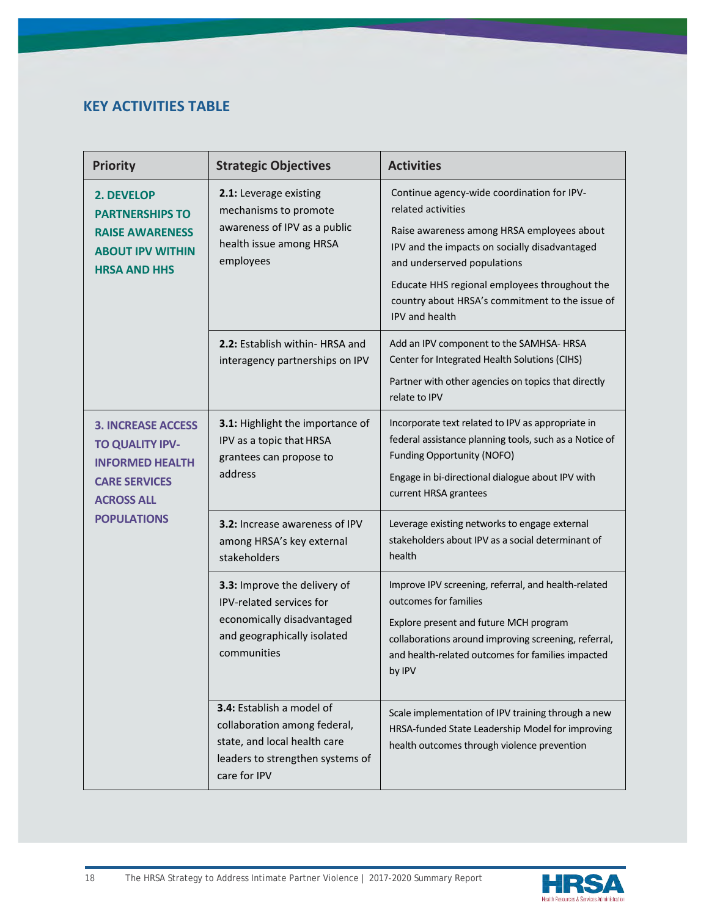## KEY ACTIVITIES TABLE

| Priority | Strategic Objectives | Activities |
|---|---|---|
| **2. DEVELOP PARTNERSHIPS TO RAISE AWARENESS ABOUT IPV WITHIN HRSA AND HHS** | **2.1:** Leverage existing mechanisms to promote awareness of IPV as a public health issue among HRSA employees | Continue agency-wide coordination for IPV-related activities<br>Raise awareness among HRSA employees about IPV and the impacts on socially disadvantaged and underserved populations<br>Educate HHS regional employees throughout the country about HRSA's commitment to the issue of IPV and health |
| | **2.2:** Establish within- HRSA and interagency partnerships on IPV | Add an IPV component to the SAMHSA- HRSA Center for Integrated Health Solutions (CIHS)<br>Partner with other agencies on topics that directly relate to IPV |
| **3. INCREASE ACCESS TO QUALITY IPV-INFORMED HEALTH CARE SERVICES ACROSS ALL POPULATIONS** | **3.1:** Highlight the importance of IPV as a topic that HRSA grantees can propose to address | Incorporate text related to IPV as appropriate in federal assistance planning tools, such as a Notice of Funding Opportunity (NOFO)<br>Engage in bi-directional dialogue about IPV with current HRSA grantees |
| | **3.2:** Increase awareness of IPV among HRSA's key external stakeholders | Leverage existing networks to engage external stakeholders about IPV as a social determinant of health |
| | **3.3:** Improve the delivery of IPV-related services for economically disadvantaged and geographically isolated communities | Improve IPV screening, referral, and health-related outcomes for families<br>Explore present and future MCH program collaborations around improving screening, referral, and health-related outcomes for families impacted by IPV |
| | **3.4:** Establish a model of collaboration among federal, state, and local health care leaders to strengthen systems of care for IPV | Scale implementation of IPV training through a new HRSA-funded State Leadership Model for improving health outcomes through violence prevention |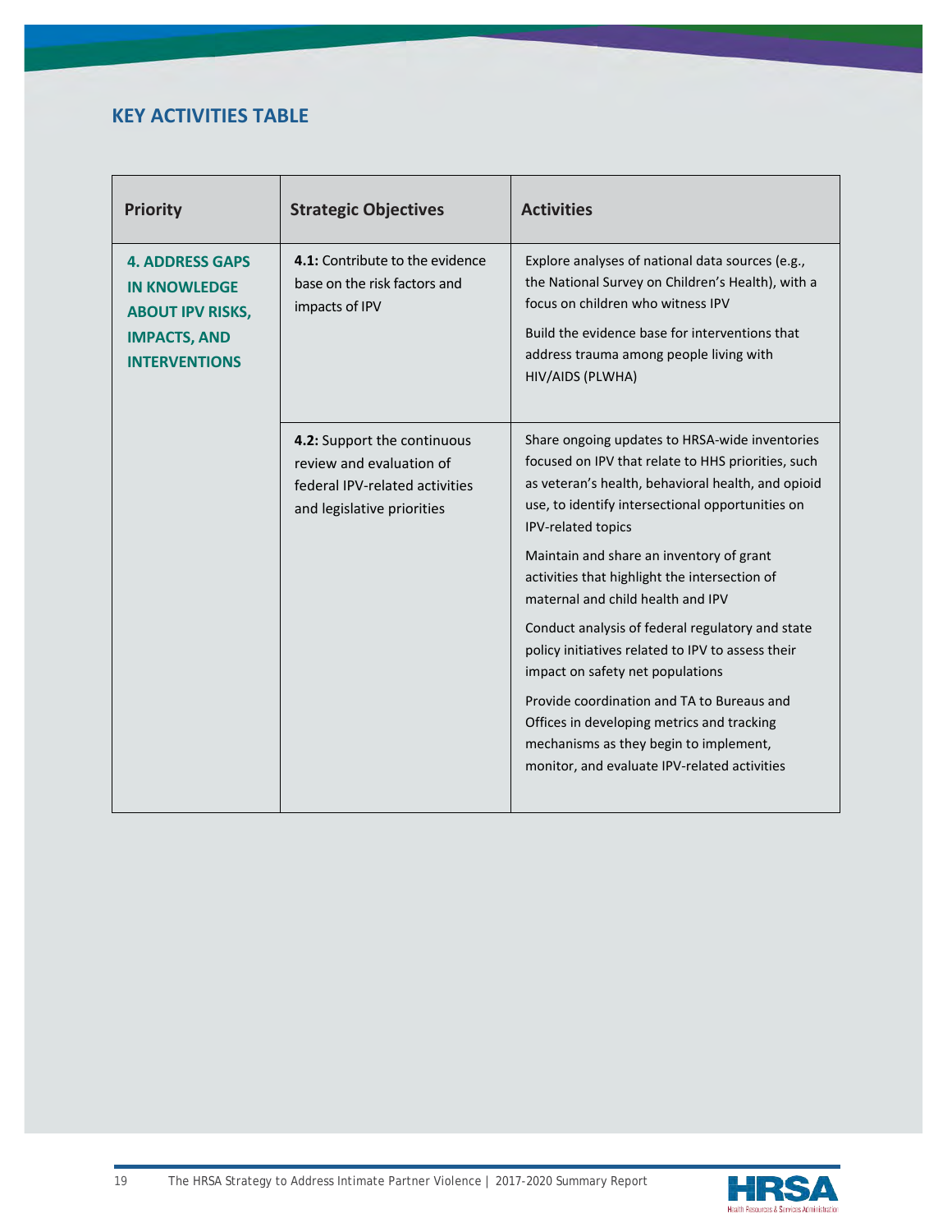## KEY ACTIVITIES TABLE

| Priority | Strategic Objectives | Activities |
|---|---|---|
| **4. ADDRESS GAPS IN KNOWLEDGE ABOUT IPV RISKS, IMPACTS, AND INTERVENTIONS** | **4.1:** Contribute to the evidence base on the risk factors and impacts of IPV | Explore analyses of national data sources (e.g., the National Survey on Children's Health), with a focus on children who witness IPV<br><br>Build the evidence base for interventions that address trauma among people living with HIV/AIDS (PLWHA) |
| | **4.2:** Support the continuous review and evaluation of federal IPV-related activities and legislative priorities | Share ongoing updates to HRSA-wide inventories focused on IPV that relate to HHS priorities, such as veteran's health, behavioral health, and opioid use, to identify intersectional opportunities on IPV-related topics<br><br>Maintain and share an inventory of grant activities that highlight the intersection of maternal and child health and IPV<br><br>Conduct analysis of federal regulatory and state policy initiatives related to IPV to assess their impact on safety net populations<br><br>Provide coordination and TA to Bureaus and Offices in developing metrics and tracking mechanisms as they begin to implement, monitor, and evaluate IPV-related activities |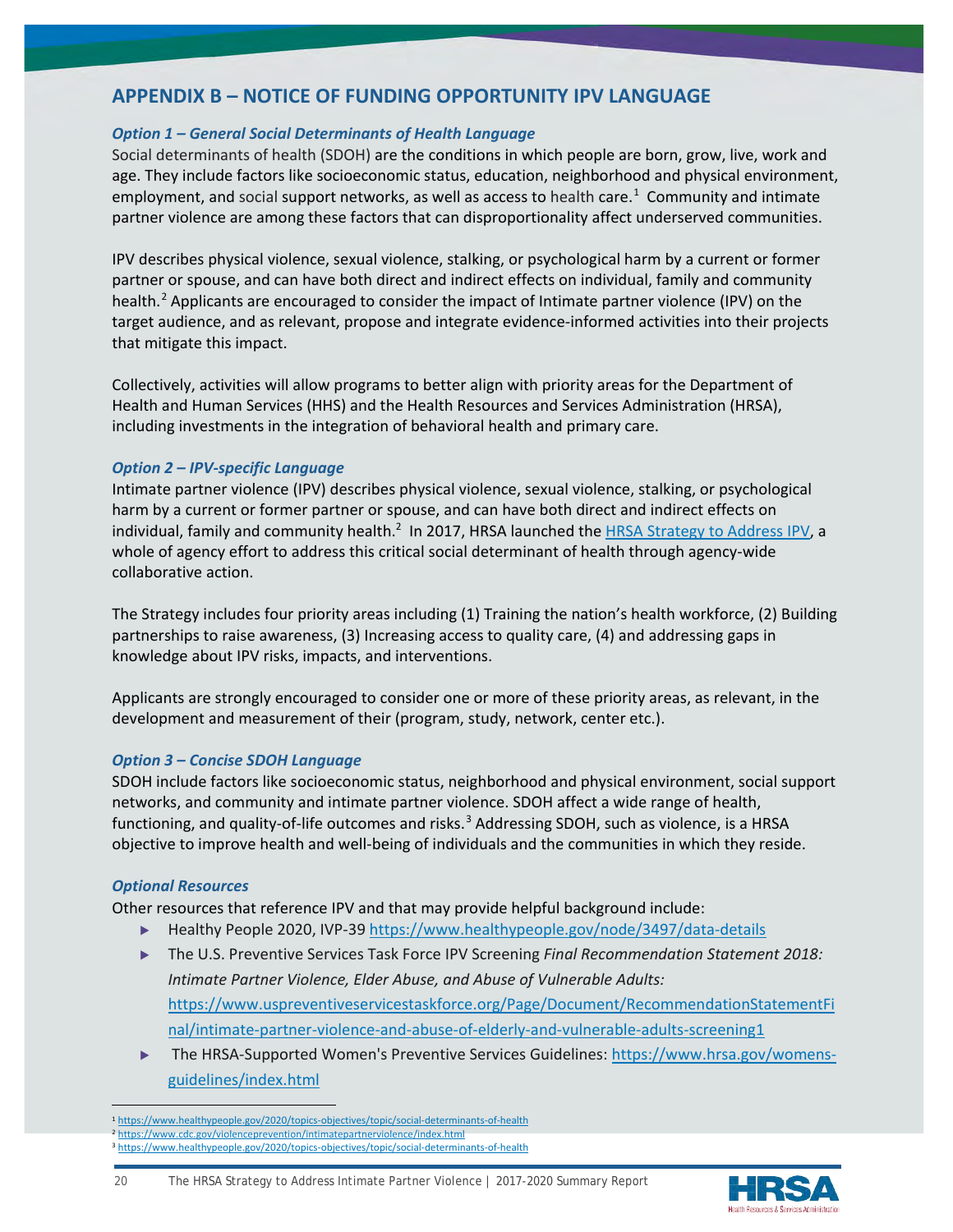## APPENDIX B – NOTICE OF FUNDING OPPORTUNITY IPV LANGUAGE

### *Option 1 – General Social Determinants of Health Language*

Social determinants of health (SDOH) are the conditions in which people are born, grow, live, work and age. They include factors like socioeconomic status, education, neighborhood and physical environment, employment, and social support networks, as well as access to health care.[1] Community and intimate partner violence are among these factors that can disproportionality affect underserved communities.

IPV describes physical violence, sexual violence, stalking, or psychological harm by a current or former partner or spouse, and can have both direct and indirect effects on individual, family and community health.[2] Applicants are encouraged to consider the impact of Intimate partner violence (IPV) on the target audience, and as relevant, propose and integrate evidence-informed activities into their projects that mitigate this impact.

Collectively, activities will allow programs to better align with priority areas for the Department of Health and Human Services (HHS) and the Health Resources and Services Administration (HRSA), including investments in the integration of behavioral health and primary care.

### *Option 2 – IPV-specific Language*

Intimate partner violence (IPV) describes physical violence, sexual violence, stalking, or psychological harm by a current or former partner or spouse, and can have both direct and indirect effects on individual, family and community health.[2] In 2017, HRSA launched the HRSA Strategy to Address IPV, a whole of agency effort to address this critical social determinant of health through agency-wide collaborative action.

The Strategy includes four priority areas including (1) Training the nation's health workforce, (2) Building partnerships to raise awareness, (3) Increasing access to quality care, (4) and addressing gaps in knowledge about IPV risks, impacts, and interventions.

Applicants are strongly encouraged to consider one or more of these priority areas, as relevant, in the development and measurement of their (program, study, network, center etc.).

### *Option 3 – Concise SDOH Language*

SDOH include factors like socioeconomic status, neighborhood and physical environment, social support networks, and community and intimate partner violence. SDOH affect a wide range of health, functioning, and quality-of-life outcomes and risks.[3] Addressing SDOH, such as violence, is a HRSA objective to improve health and well-being of individuals and the communities in which they reside.

### *Optional Resources*

Other resources that reference IPV and that may provide helpful background include:

- Healthy People 2020, IVP-39 https://www.healthypeople.gov/node/3497/data-details
- The U.S. Preventive Services Task Force IPV Screening *Final Recommendation Statement 2018: Intimate Partner Violence, Elder Abuse, and Abuse of Vulnerable Adults:* https://www.uspreventiveservicestaskforce.org/Page/Document/RecommendationStatementFinal/intimate-partner-violence-and-abuse-of-elderly-and-vulnerable-adults-screening1
- The HRSA-Supported Women's Preventive Services Guidelines: https://www.hrsa.gov/womens-guidelines/index.html

---

[1] https://www.healthypeople.gov/2020/topics-objectives/topic/social-determinants-of-health
[2] https://www.cdc.gov/violenceprevention/intimatepartnerviolence/index.html
[3] https://www.healthypeople.gov/2020/topics-objectives/topic/social-determinants-of-health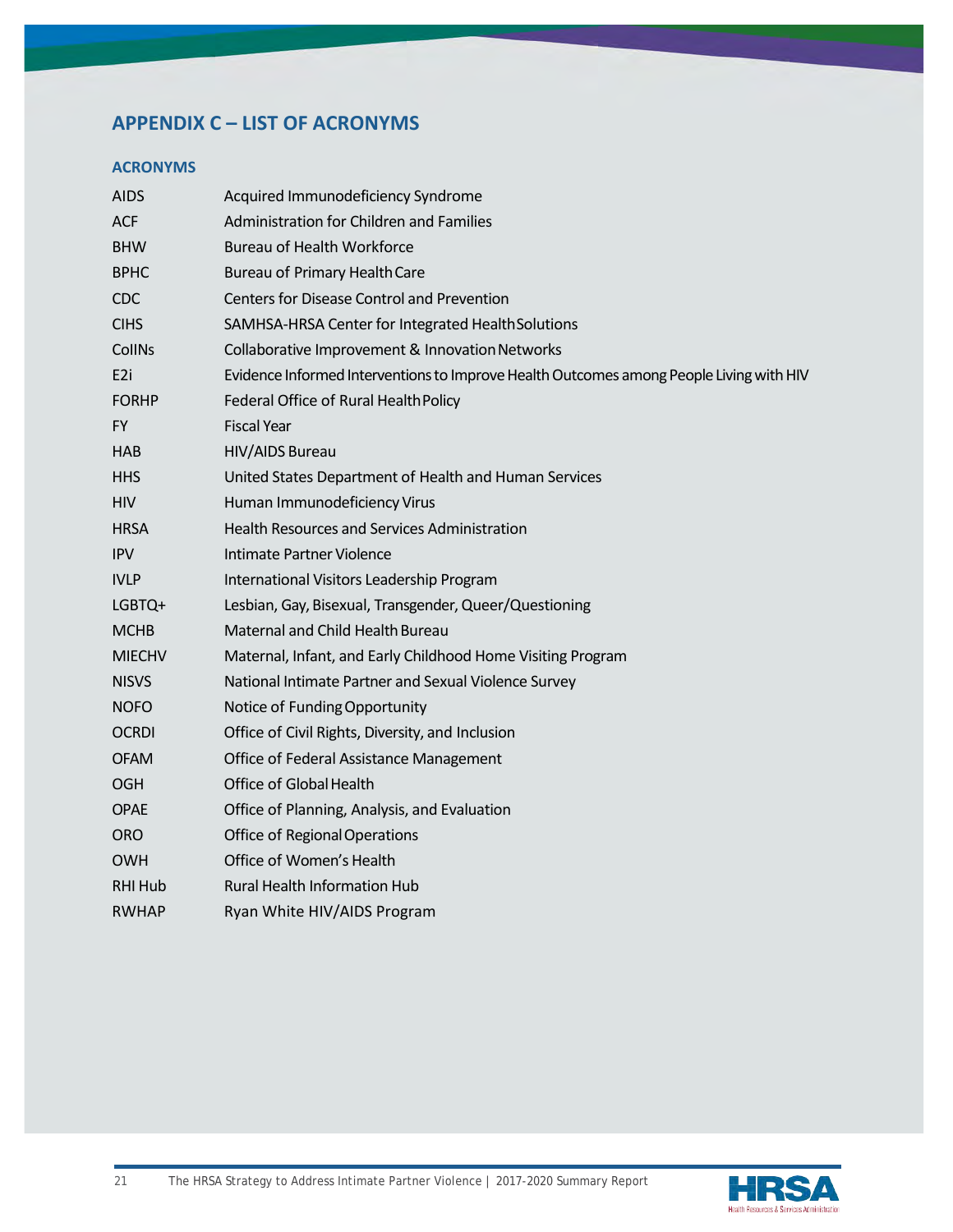## APPENDIX C – LIST OF ACRONYMS

### ACRONYMS

| | |
|---|---|
| AIDS | Acquired Immunodeficiency Syndrome |
| ACF | Administration for Children and Families |
| BHW | Bureau of Health Workforce |
| BPHC | Bureau of Primary Health Care |
| CDC | Centers for Disease Control and Prevention |
| CIHS | SAMHSA-HRSA Center for Integrated Health Solutions |
| CoIINs | Collaborative Improvement & Innovation Networks |
| E2i | Evidence Informed Interventions to Improve Health Outcomes among People Living with HIV |
| FORHP | Federal Office of Rural Health Policy |
| FY | Fiscal Year |
| HAB | HIV/AIDS Bureau |
| HHS | United States Department of Health and Human Services |
| HIV | Human Immunodeficiency Virus |
| HRSA | Health Resources and Services Administration |
| IPV | Intimate Partner Violence |
| IVLP | International Visitors Leadership Program |
| LGBTQ+ | Lesbian, Gay, Bisexual, Transgender, Queer/Questioning |
| MCHB | Maternal and Child Health Bureau |
| MIECHV | Maternal, Infant, and Early Childhood Home Visiting Program |
| NISVS | National Intimate Partner and Sexual Violence Survey |
| NOFO | Notice of Funding Opportunity |
| OCRDI | Office of Civil Rights, Diversity, and Inclusion |
| OFAM | Office of Federal Assistance Management |
| OGH | Office of Global Health |
| OPAE | Office of Planning, Analysis, and Evaluation |
| ORO | Office of Regional Operations |
| OWH | Office of Women's Health |
| RHI Hub | Rural Health Information Hub |
| RWHAP | Ryan White HIV/AIDS Program |